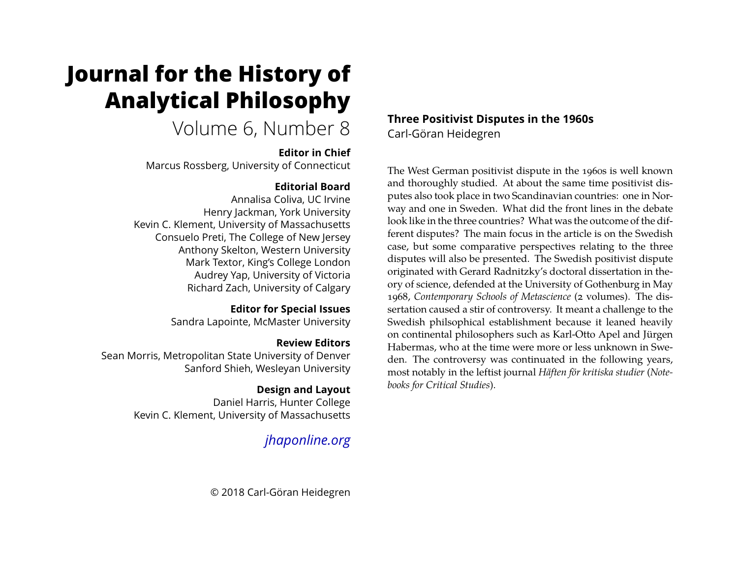# Journal for the History of Analytical Philosophy

Volume 6, Number 8

**Editor in Chief**
Marcus Rossberg, University of Connecticut

**Editorial Board**
Annalisa Coliva, UC Irvine
Henry Jackman, York University
Kevin C. Klement, University of Massachusetts
Consuelo Preti, The College of New Jersey
Anthony Skelton, Western University
Mark Textor, King's College London
Audrey Yap, University of Victoria
Richard Zach, University of Calgary

**Editor for Special Issues**
Sandra Lapointe, McMaster University

**Review Editors**
Sean Morris, Metropolitan State University of Denver
Sanford Shieh, Wesleyan University

**Design and Layout**
Daniel Harris, Hunter College
Kevin C. Klement, University of Massachusetts

*jhaponline.org*

© 2018 Carl-Göran Heidegren

## Three Positivist Disputes in the 1960s

Carl-Göran Heidegren

The West German positivist dispute in the 1960s is well known and thoroughly studied. At about the same time positivist disputes also took place in two Scandinavian countries: one in Norway and one in Sweden. What did the front lines in the debate look like in the three countries? What was the outcome of the different disputes? The main focus in the article is on the Swedish case, but some comparative perspectives relating to the three disputes will also be presented. The Swedish positivist dispute originated with Gerard Radnitzky's doctoral dissertation in theory of science, defended at the University of Gothenburg in May 1968, *Contemporary Schools of Metascience* (2 volumes). The dissertation caused a stir of controversy. It meant a challenge to the Swedish philsophical establishment because it leaned heavily on continental philosophers such as Karl-Otto Apel and Jürgen Habermas, who at the time were more or less unknown in Sweden. The controversy was continuated in the following years, most notably in the leftist journal *Häften för kritiska studier* (*Notebooks for Critical Studies*).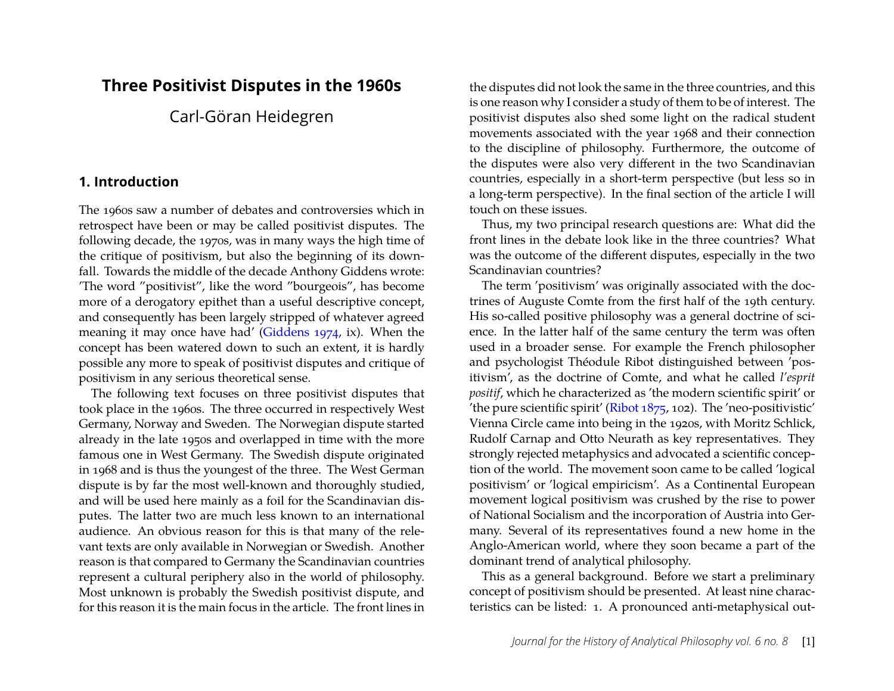# Three Positivist Disputes in the 1960s

Carl-Göran Heidegren

## 1. Introduction

The 1960s saw a number of debates and controversies which in retrospect have been or may be called positivist disputes. The following decade, the 1970s, was in many ways the high time of the critique of positivism, but also the beginning of its downfall. Towards the middle of the decade Anthony Giddens wrote: 'The word "positivist", like the word "bourgeois", has become more of a derogatory epithet than a useful descriptive concept, and consequently has been largely stripped of whatever agreed meaning it may once have had' (Giddens 1974, ix). When the concept has been watered down to such an extent, it is hardly possible any more to speak of positivist disputes and critique of positivism in any serious theoretical sense.

The following text focuses on three positivist disputes that took place in the 1960s. The three occurred in respectively West Germany, Norway and Sweden. The Norwegian dispute started already in the late 1950s and overlapped in time with the more famous one in West Germany. The Swedish dispute originated in 1968 and is thus the youngest of the three. The West German dispute is by far the most well-known and thoroughly studied, and will be used here mainly as a foil for the Scandinavian disputes. The latter two are much less known to an international audience. An obvious reason for this is that many of the relevant texts are only available in Norwegian or Swedish. Another reason is that compared to Germany the Scandinavian countries represent a cultural periphery also in the world of philosophy. Most unknown is probably the Swedish positivist dispute, and for this reason it is the main focus in the article. The front lines in the disputes did not look the same in the three countries, and this is one reason why I consider a study of them to be of interest. The positivist disputes also shed some light on the radical student movements associated with the year 1968 and their connection to the discipline of philosophy. Furthermore, the outcome of the disputes were also very different in the two Scandinavian countries, especially in a short-term perspective (but less so in a long-term perspective). In the final section of the article I will touch on these issues.

Thus, my two principal research questions are: What did the front lines in the debate look like in the three countries? What was the outcome of the different disputes, especially in the two Scandinavian countries?

The term 'positivism' was originally associated with the doctrines of Auguste Comte from the first half of the 19th century. His so-called positive philosophy was a general doctrine of science. In the latter half of the same century the term was often used in a broader sense. For example the French philosopher and psychologist Théodule Ribot distinguished between 'positivism', as the doctrine of Comte, and what he called *l'esprit positif*, which he characterized as 'the modern scientific spirit' or 'the pure scientific spirit' (Ribot 1875, 102). The 'neo-positivistic' Vienna Circle came into being in the 1920s, with Moritz Schlick, Rudolf Carnap and Otto Neurath as key representatives. They strongly rejected metaphysics and advocated a scientific conception of the world. The movement soon came to be called 'logical positivism' or 'logical empiricism'. As a Continental European movement logical positivism was crushed by the rise to power of National Socialism and the incorporation of Austria into Germany. Several of its representatives found a new home in the Anglo-American world, where they soon became a part of the dominant trend of analytical philosophy.

This as a general background. Before we start a preliminary concept of positivism should be presented. At least nine characteristics can be listed: 1. A pronounced anti-metaphysical out-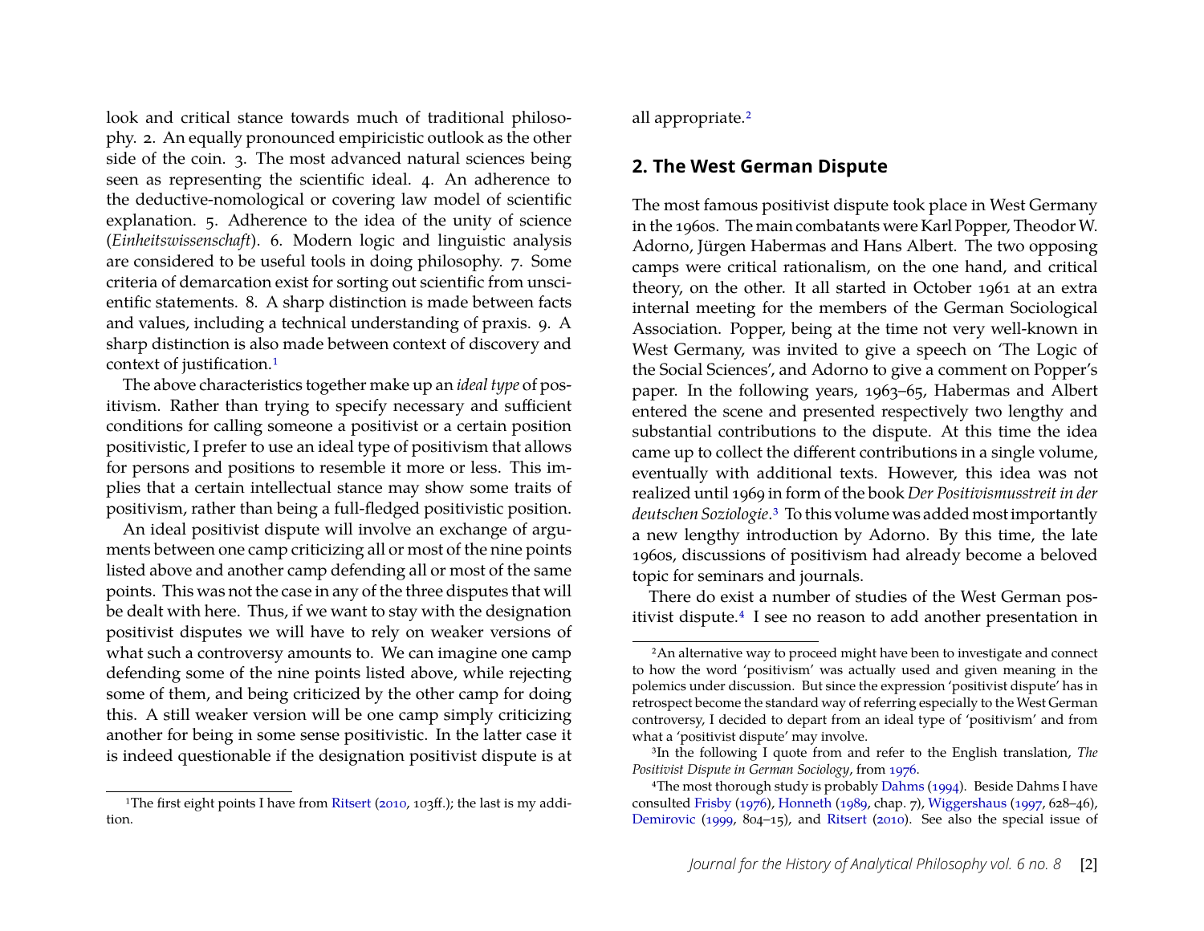look and critical stance towards much of traditional philosophy. 2. An equally pronounced empiricistic outlook as the other side of the coin. 3. The most advanced natural sciences being seen as representing the scientific ideal. 4. An adherence to the deductive-nomological or covering law model of scientific explanation. 5. Adherence to the idea of the unity of science (*Einheitswissenschaft*). 6. Modern logic and linguistic analysis are considered to be useful tools in doing philosophy. 7. Some criteria of demarcation exist for sorting out scientific from unscientific statements. 8. A sharp distinction is made between facts and values, including a technical understanding of praxis. 9. A sharp distinction is also made between context of discovery and context of justification.[1]

The above characteristics together make up an *ideal type* of positivism. Rather than trying to specify necessary and sufficient conditions for calling someone a positivist or a certain position positivistic, I prefer to use an ideal type of positivism that allows for persons and positions to resemble it more or less. This implies that a certain intellectual stance may show some traits of positivism, rather than being a full-fledged positivistic position.

An ideal positivist dispute will involve an exchange of arguments between one camp criticizing all or most of the nine points listed above and another camp defending all or most of the same points. This was not the case in any of the three disputes that will be dealt with here. Thus, if we want to stay with the designation positivist disputes we will have to rely on weaker versions of what such a controversy amounts to. We can imagine one camp defending some of the nine points listed above, while rejecting some of them, and being criticized by the other camp for doing this. A still weaker version will be one camp simply criticizing another for being in some sense positivistic. In the latter case it is indeed questionable if the designation positivist dispute is at all appropriate.[2]

## 2. The West German Dispute

The most famous positivist dispute took place in West Germany in the 1960s. The main combatants were Karl Popper, Theodor W. Adorno, Jürgen Habermas and Hans Albert. The two opposing camps were critical rationalism, on the one hand, and critical theory, on the other. It all started in October 1961 at an extra internal meeting for the members of the German Sociological Association. Popper, being at the time not very well-known in West Germany, was invited to give a speech on 'The Logic of the Social Sciences', and Adorno to give a comment on Popper's paper. In the following years, 1963–65, Habermas and Albert entered the scene and presented respectively two lengthy and substantial contributions to the dispute. At this time the idea came up to collect the different contributions in a single volume, eventually with additional texts. However, this idea was not realized until 1969 in form of the book *Der Positivismusstreit in der deutschen Soziologie*.[3] To this volume was added most importantly a new lengthy introduction by Adorno. By this time, the late 1960s, discussions of positivism had already become a beloved topic for seminars and journals.

There do exist a number of studies of the West German positivist dispute.[4] I see no reason to add another presentation in

[1] The first eight points I have from Ritsert (2010, 103ff.); the last is my addition.

[2] An alternative way to proceed might have been to investigate and connect to how the word 'positivism' was actually used and given meaning in the polemics under discussion. But since the expression 'positivist dispute' has in retrospect become the standard way of referring especially to the West German controversy, I decided to depart from an ideal type of 'positivism' and from what a 'positivist dispute' may involve.

[3] In the following I quote from and refer to the English translation, *The Positivist Dispute in German Sociology*, from 1976.

[4] The most thorough study is probably Dahms (1994). Beside Dahms I have consulted Frisby (1976), Honneth (1989, chap. 7), Wiggershaus (1997, 628–46), Demirovic (1999, 804–15), and Ritsert (2010). See also the special issue of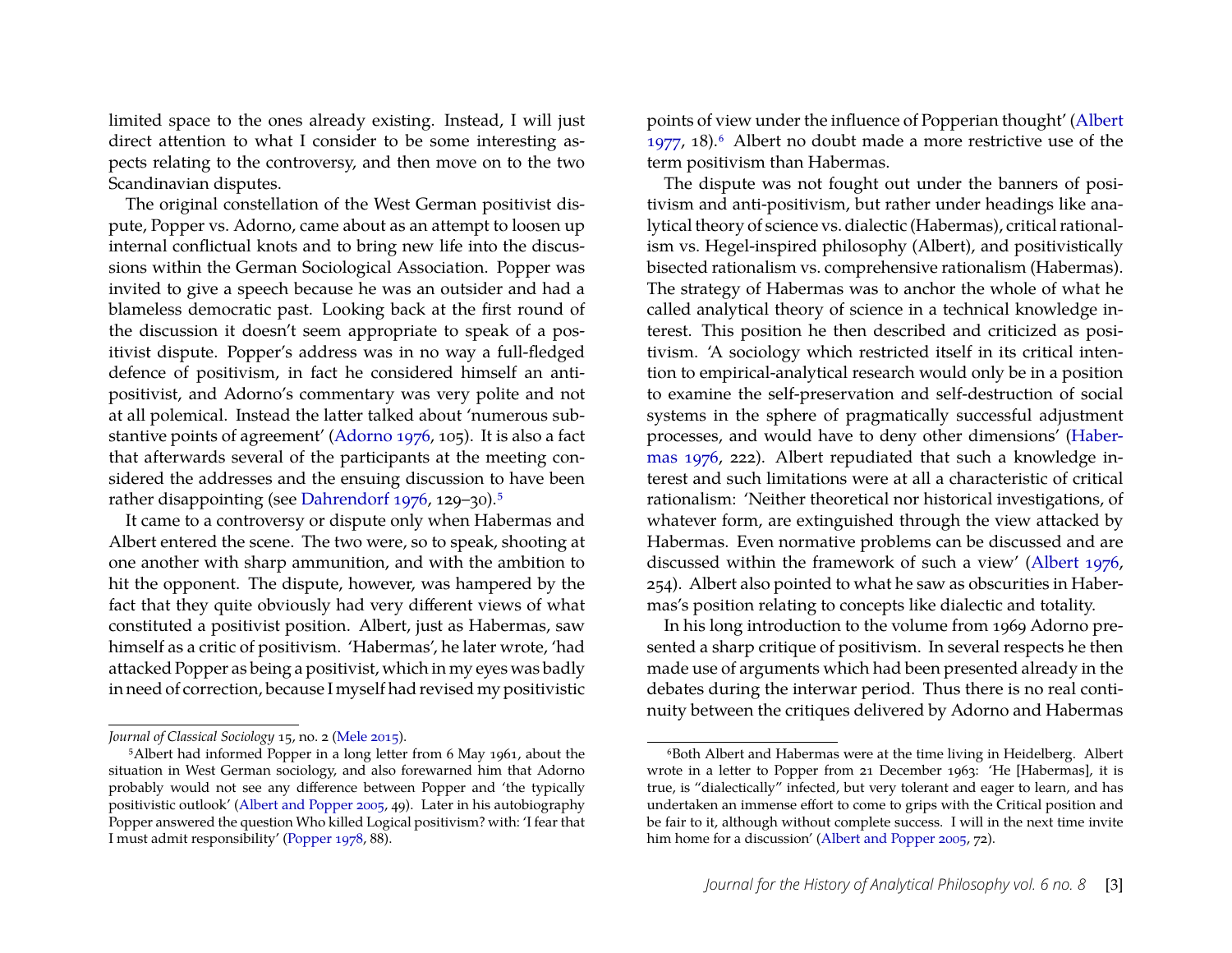limited space to the ones already existing. Instead, I will just direct attention to what I consider to be some interesting aspects relating to the controversy, and then move on to the two Scandinavian disputes.

The original constellation of the West German positivist dispute, Popper vs. Adorno, came about as an attempt to loosen up internal conflictual knots and to bring new life into the discussions within the German Sociological Association. Popper was invited to give a speech because he was an outsider and had a blameless democratic past. Looking back at the first round of the discussion it doesn't seem appropriate to speak of a positivist dispute. Popper's address was in no way a full-fledged defence of positivism, in fact he considered himself an anti-positivist, and Adorno's commentary was very polite and not at all polemical. Instead the latter talked about 'numerous substantive points of agreement' (Adorno 1976, 105). It is also a fact that afterwards several of the participants at the meeting considered the addresses and the ensuing discussion to have been rather disappointing (see Dahrendorf 1976, 129–30).[5]

It came to a controversy or dispute only when Habermas and Albert entered the scene. The two were, so to speak, shooting at one another with sharp ammunition, and with the ambition to hit the opponent. The dispute, however, was hampered by the fact that they quite obviously had very different views of what constituted a positivist position. Albert, just as Habermas, saw himself as a critic of positivism. 'Habermas', he later wrote, 'had attacked Popper as being a positivist, which in my eyes was badly in need of correction, because I myself had revised my positivistic points of view under the influence of Popperian thought' (Albert 1977, 18).[6] Albert no doubt made a more restrictive use of the term positivism than Habermas.

The dispute was not fought out under the banners of positivism and anti-positivism, but rather under headings like analytical theory of science vs. dialectic (Habermas), critical rationalism vs. Hegel-inspired philosophy (Albert), and positivistically bisected rationalism vs. comprehensive rationalism (Habermas). The strategy of Habermas was to anchor the whole of what he called analytical theory of science in a technical knowledge interest. This position he then described and criticized as positivism. 'A sociology which restricted itself in its critical intention to empirical-analytical research would only be in a position to examine the self-preservation and self-destruction of social systems in the sphere of pragmatically successful adjustment processes, and would have to deny other dimensions' (Habermas 1976, 222). Albert repudiated that such a knowledge interest and such limitations were at all a characteristic of critical rationalism: 'Neither theoretical nor historical investigations, of whatever form, are extinguished through the view attacked by Habermas. Even normative problems can be discussed and are discussed within the framework of such a view' (Albert 1976, 254). Albert also pointed to what he saw as obscurities in Habermas's position relating to concepts like dialectic and totality.

In his long introduction to the volume from 1969 Adorno presented a sharp critique of positivism. In several respects he then made use of arguments which had been presented already in the debates during the interwar period. Thus there is no real continuity between the critiques delivered by Adorno and Habermas

---

*Journal of Classical Sociology* 15, no. 2 (Mele 2015).

[5] Albert had informed Popper in a long letter from 6 May 1961, about the situation in West German sociology, and also forewarned him that Adorno probably would not see any difference between Popper and 'the typically positivistic outlook' (Albert and Popper 2005, 49). Later in his autobiography Popper answered the question Who killed Logical positivism? with: 'I fear that I must admit responsibility' (Popper 1978, 88).

[6] Both Albert and Habermas were at the time living in Heidelberg. Albert wrote in a letter to Popper from 21 December 1963: 'He [Habermas], it is true, is "dialectically" infected, but very tolerant and eager to learn, and has undertaken an immense effort to come to grips with the Critical position and be fair to it, although without complete success. I will in the next time invite him home for a discussion' (Albert and Popper 2005, 72).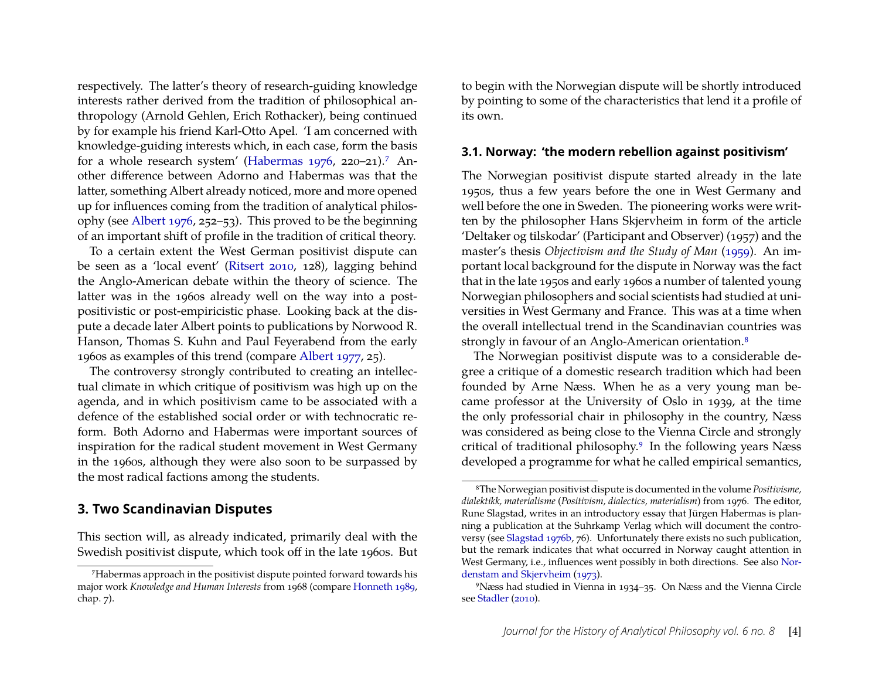respectively. The latter's theory of research-guiding knowledge interests rather derived from the tradition of philosophical anthropology (Arnold Gehlen, Erich Rothacker), being continued by for example his friend Karl-Otto Apel. 'I am concerned with knowledge-guiding interests which, in each case, form the basis for a whole research system' (Habermas 1976, 220–21).[7] Another difference between Adorno and Habermas was that the latter, something Albert already noticed, more and more opened up for influences coming from the tradition of analytical philosophy (see Albert 1976, 252–53). This proved to be the beginning of an important shift of profile in the tradition of critical theory.

To a certain extent the West German positivist dispute can be seen as a 'local event' (Ritsert 2010, 128), lagging behind the Anglo-American debate within the theory of science. The latter was in the 1960s already well on the way into a post-positivistic or post-empiricistic phase. Looking back at the dispute a decade later Albert points to publications by Norwood R. Hanson, Thomas S. Kuhn and Paul Feyerabend from the early 1960s as examples of this trend (compare Albert 1977, 25).

The controversy strongly contributed to creating an intellectual climate in which critique of positivism was high up on the agenda, and in which positivism came to be associated with a defence of the established social order or with technocratic reform. Both Adorno and Habermas were important sources of inspiration for the radical student movement in West Germany in the 1960s, although they were also soon to be surpassed by the most radical factions among the students.

## 3. Two Scandinavian Disputes

This section will, as already indicated, primarily deal with the Swedish positivist dispute, which took off in the late 1960s. But to begin with the Norwegian dispute will be shortly introduced by pointing to some of the characteristics that lend it a profile of its own.

### 3.1. Norway: 'the modern rebellion against positivism'

The Norwegian positivist dispute started already in the late 1950s, thus a few years before the one in West Germany and well before the one in Sweden. The pioneering works were written by the philosopher Hans Skjervheim in form of the article 'Deltaker og tilskodar' (Participant and Observer) (1957) and the master's thesis *Objectivism and the Study of Man* (1959). An important local background for the dispute in Norway was the fact that in the late 1950s and early 1960s a number of talented young Norwegian philosophers and social scientists had studied at universities in West Germany and France. This was at a time when the overall intellectual trend in the Scandinavian countries was strongly in favour of an Anglo-American orientation.[8]

The Norwegian positivist dispute was to a considerable degree a critique of a domestic research tradition which had been founded by Arne Næss. When he as a very young man became professor at the University of Oslo in 1939, at the time the only professorial chair in philosophy in the country, Næss was considered as being close to the Vienna Circle and strongly critical of traditional philosophy.[9] In the following years Næss developed a programme for what he called empirical semantics,

---

[7] Habermas approach in the positivist dispute pointed forward towards his major work *Knowledge and Human Interests* from 1968 (compare Honneth 1989, chap. 7).

[8] The Norwegian positivist dispute is documented in the volume *Positivisme, dialektikk, materialisme* (*Positivism, dialectics, materialism*) from 1976. The editor, Rune Slagstad, writes in an introductory essay that Jürgen Habermas is planning a publication at the Suhrkamp Verlag which will document the controversy (see Slagstad 1976b, 76). Unfortunately there exists no such publication, but the remark indicates that what occurred in Norway caught attention in West Germany, i.e., influences went possibly in both directions. See also Nordenstam and Skjervheim (1973).

[9] Næss had studied in Vienna in 1934–35. On Næss and the Vienna Circle see Stadler (2010).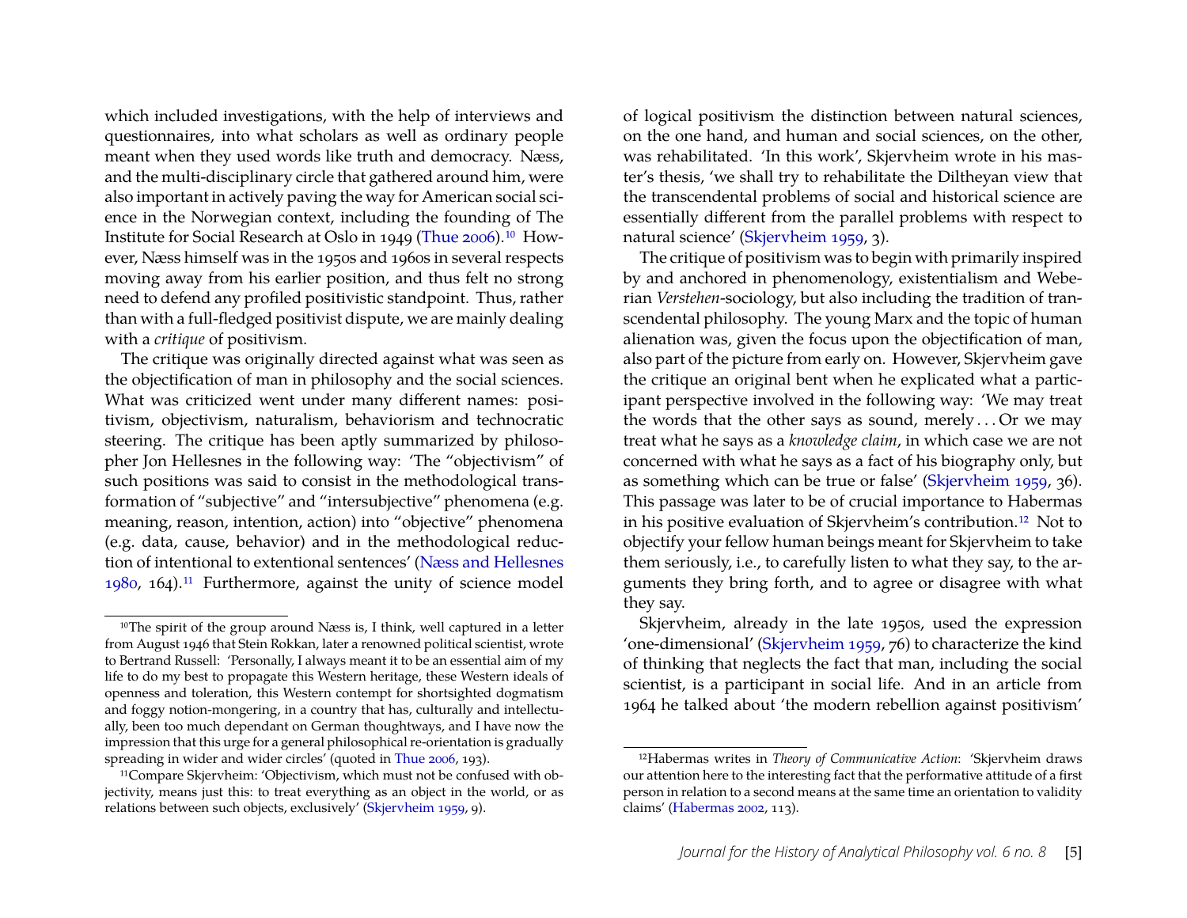which included investigations, with the help of interviews and questionnaires, into what scholars as well as ordinary people meant when they used words like truth and democracy. Næss, and the multi-disciplinary circle that gathered around him, were also important in actively paving the way for American social science in the Norwegian context, including the founding of The Institute for Social Research at Oslo in 1949 (Thue 2006).[10] However, Næss himself was in the 1950s and 1960s in several respects moving away from his earlier position, and thus felt no strong need to defend any profiled positivistic standpoint. Thus, rather than with a full-fledged positivist dispute, we are mainly dealing with a *critique* of positivism.

The critique was originally directed against what was seen as the objectification of man in philosophy and the social sciences. What was criticized went under many different names: positivism, objectivism, naturalism, behaviorism and technocratic steering. The critique has been aptly summarized by philosopher Jon Hellesnes in the following way: 'The "objectivism" of such positions was said to consist in the methodological transformation of "subjective" and "intersubjective" phenomena (e.g. meaning, reason, intention, action) into "objective" phenomena (e.g. data, cause, behavior) and in the methodological reduction of intentional to extentional sentences' (Næss and Hellesnes 1980, 164).[11] Furthermore, against the unity of science model of logical positivism the distinction between natural sciences, on the one hand, and human and social sciences, on the other, was rehabilitated. 'In this work', Skjervheim wrote in his master's thesis, 'we shall try to rehabilitate the Diltheyan view that the transcendental problems of social and historical science are essentially different from the parallel problems with respect to natural science' (Skjervheim 1959, 3).

The critique of positivism was to begin with primarily inspired by and anchored in phenomenology, existentialism and Weberian *Verstehen*-sociology, but also including the tradition of transcendental philosophy. The young Marx and the topic of human alienation was, given the focus upon the objectification of man, also part of the picture from early on. However, Skjervheim gave the critique an original bent when he explicated what a participant perspective involved in the following way: 'We may treat the words that the other says as sound, merely . . . Or we may treat what he says as a *knowledge claim*, in which case we are not concerned with what he says as a fact of his biography only, but as something which can be true or false' (Skjervheim 1959, 36). This passage was later to be of crucial importance to Habermas in his positive evaluation of Skjervheim's contribution.[12] Not to objectify your fellow human beings meant for Skjervheim to take them seriously, i.e., to carefully listen to what they say, to the arguments they bring forth, and to agree or disagree with what they say.

Skjervheim, already in the late 1950s, used the expression 'one-dimensional' (Skjervheim 1959, 76) to characterize the kind of thinking that neglects the fact that man, including the social scientist, is a participant in social life. And in an article from 1964 he talked about 'the modern rebellion against positivism'

---

[10] The spirit of the group around Næss is, I think, well captured in a letter from August 1946 that Stein Rokkan, later a renowned political scientist, wrote to Bertrand Russell: 'Personally, I always meant it to be an essential aim of my life to do my best to propagate this Western heritage, these Western ideals of openness and toleration, this Western contempt for shortsighted dogmatism and foggy notion-mongering, in a country that has, culturally and intellectually, been too much dependant on German thoughtways, and I have now the impression that this urge for a general philosophical re-orientation is gradually spreading in wider and wider circles' (quoted in Thue 2006, 193).

[11] Compare Skjervheim: 'Objectivism, which must not be confused with objectivity, means just this: to treat everything as an object in the world, or as relations between such objects, exclusively' (Skjervheim 1959, 9).

[12] Habermas writes in *Theory of Communicative Action*: 'Skjervheim draws our attention here to the interesting fact that the performative attitude of a first person in relation to a second means at the same time an orientation to validity claims' (Habermas 2002, 113).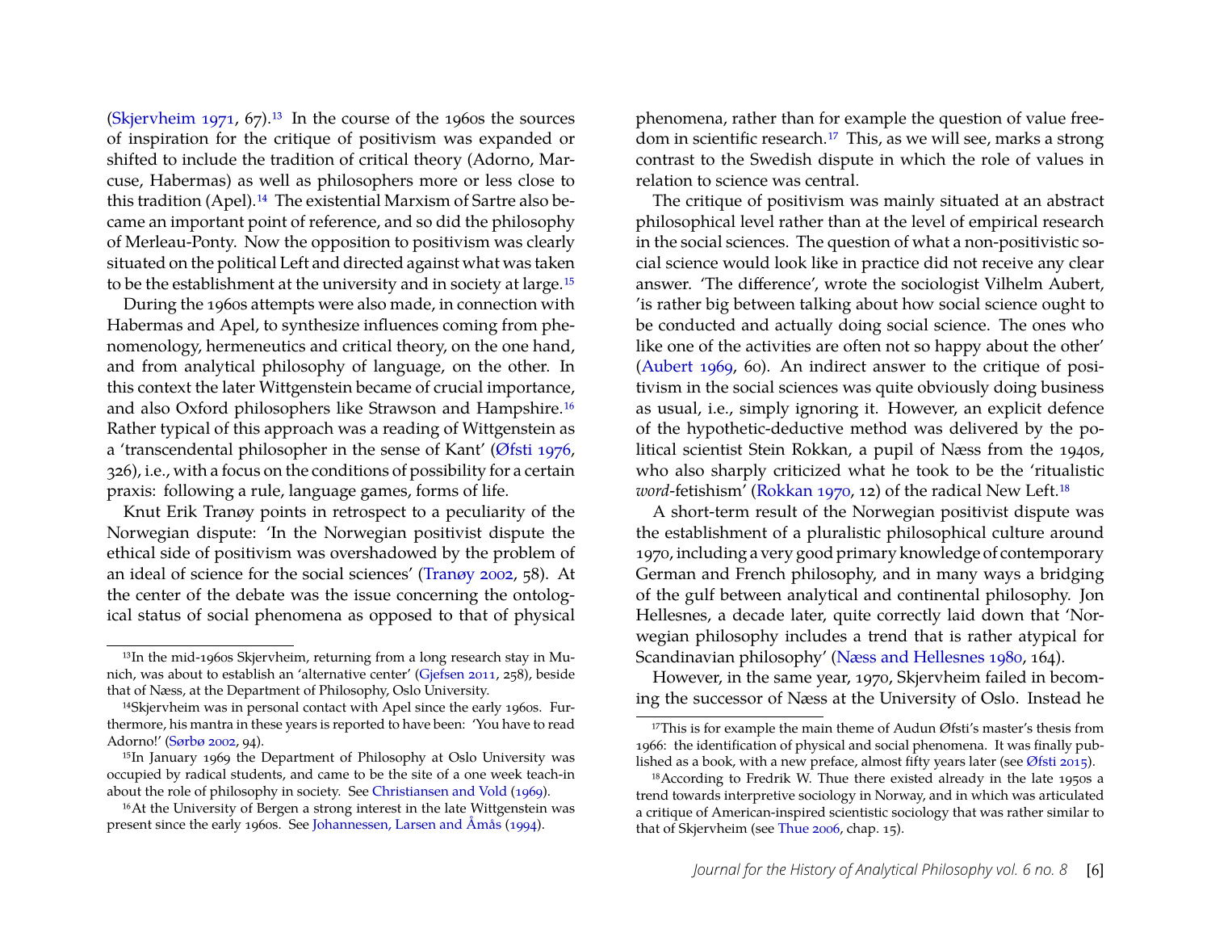(Skjervheim 1971, 67).[13] In the course of the 1960s the sources of inspiration for the critique of positivism was expanded or shifted to include the tradition of critical theory (Adorno, Marcuse, Habermas) as well as philosophers more or less close to this tradition (Apel).[14] The existential Marxism of Sartre also became an important point of reference, and so did the philosophy of Merleau-Ponty. Now the opposition to positivism was clearly situated on the political Left and directed against what was taken to be the establishment at the university and in society at large.[15]

During the 1960s attempts were also made, in connection with Habermas and Apel, to synthesize influences coming from phenomenology, hermeneutics and critical theory, on the one hand, and from analytical philosophy of language, on the other. In this context the later Wittgenstein became of crucial importance, and also Oxford philosophers like Strawson and Hampshire.[16] Rather typical of this approach was a reading of Wittgenstein as a 'transcendental philosopher in the sense of Kant' (Øfsti 1976, 326), i.e., with a focus on the conditions of possibility for a certain praxis: following a rule, language games, forms of life.

Knut Erik Tranøy points in retrospect to a peculiarity of the Norwegian dispute: 'In the Norwegian positivist dispute the ethical side of positivism was overshadowed by the problem of an ideal of science for the social sciences' (Tranøy 2002, 58). At the center of the debate was the issue concerning the ontological status of social phenomena as opposed to that of physical phenomena, rather than for example the question of value freedom in scientific research.[17] This, as we will see, marks a strong contrast to the Swedish dispute in which the role of values in relation to science was central.

The critique of positivism was mainly situated at an abstract philosophical level rather than at the level of empirical research in the social sciences. The question of what a non-positivistic social science would look like in practice did not receive any clear answer. 'The difference', wrote the sociologist Vilhelm Aubert, 'is rather big between talking about how social science ought to be conducted and actually doing social science. The ones who like one of the activities are often not so happy about the other' (Aubert 1969, 60). An indirect answer to the critique of positivism in the social sciences was quite obviously doing business as usual, i.e., simply ignoring it. However, an explicit defence of the hypothetic-deductive method was delivered by the political scientist Stein Rokkan, a pupil of Næss from the 1940s, who also sharply criticized what he took to be the 'ritualistic *word*-fetishism' (Rokkan 1970, 12) of the radical New Left.[18]

A short-term result of the Norwegian positivist dispute was the establishment of a pluralistic philosophical culture around 1970, including a very good primary knowledge of contemporary German and French philosophy, and in many ways a bridging of the gulf between analytical and continental philosophy. Jon Hellesnes, a decade later, quite correctly laid down that 'Norwegian philosophy includes a trend that is rather atypical for Scandinavian philosophy' (Næss and Hellesnes 1980, 164).

However, in the same year, 1970, Skjervheim failed in becoming the successor of Næss at the University of Oslo. Instead he

---

[13] In the mid-1960s Skjervheim, returning from a long research stay in Munich, was about to establish an 'alternative center' (Gjefsen 2011, 258), beside that of Næss, at the Department of Philosophy, Oslo University.

[14] Skjervheim was in personal contact with Apel since the early 1960s. Furthermore, his mantra in these years is reported to have been: 'You have to read Adorno!' (Sørbø 2002, 94).

[15] In January 1969 the Department of Philosophy at Oslo University was occupied by radical students, and came to be the site of a one week teach-in about the role of philosophy in society. See Christiansen and Vold (1969).

[16] At the University of Bergen a strong interest in the late Wittgenstein was present since the early 1960s. See Johannessen, Larsen and Åmås (1994).

[17] This is for example the main theme of Audun Øfsti's master's thesis from 1966: the identification of physical and social phenomena. It was finally published as a book, with a new preface, almost fifty years later (see Øfsti 2015).

[18] According to Fredrik W. Thue there existed already in the late 1950s a trend towards interpretive sociology in Norway, and in which was articulated a critique of American-inspired scientistic sociology that was rather similar to that of Skjervheim (see Thue 2006, chap. 15).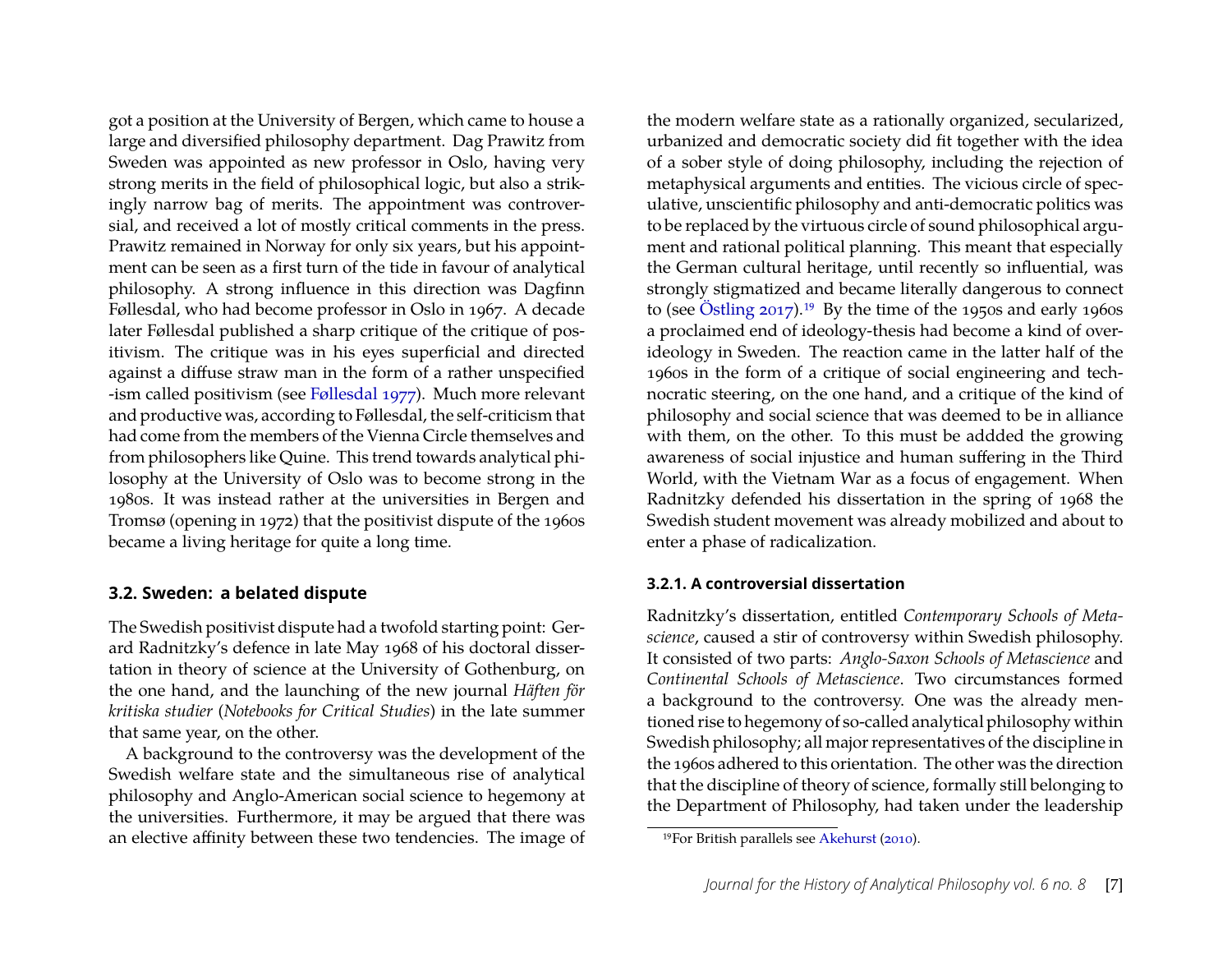got a position at the University of Bergen, which came to house a large and diversified philosophy department. Dag Prawitz from Sweden was appointed as new professor in Oslo, having very strong merits in the field of philosophical logic, but also a strikingly narrow bag of merits. The appointment was controversial, and received a lot of mostly critical comments in the press. Prawitz remained in Norway for only six years, but his appointment can be seen as a first turn of the tide in favour of analytical philosophy. A strong influence in this direction was Dagfinn Føllesdal, who had become professor in Oslo in 1967. A decade later Føllesdal published a sharp critique of the critique of positivism. The critique was in his eyes superficial and directed against a diffuse straw man in the form of a rather unspecified -ism called positivism (see Føllesdal 1977). Much more relevant and productive was, according to Føllesdal, the self-criticism that had come from the members of the Vienna Circle themselves and from philosophers like Quine. This trend towards analytical philosophy at the University of Oslo was to become strong in the 1980s. It was instead rather at the universities in Bergen and Tromsø (opening in 1972) that the positivist dispute of the 1960s became a living heritage for quite a long time.

### 3.2. Sweden: a belated dispute

The Swedish positivist dispute had a twofold starting point: Gerard Radnitzky's defence in late May 1968 of his doctoral dissertation in theory of science at the University of Gothenburg, on the one hand, and the launching of the new journal *Häften för kritiska studier* (*Notebooks for Critical Studies*) in the late summer that same year, on the other.

A background to the controversy was the development of the Swedish welfare state and the simultaneous rise of analytical philosophy and Anglo-American social science to hegemony at the universities. Furthermore, it may be argued that there was an elective affinity between these two tendencies. The image of the modern welfare state as a rationally organized, secularized, urbanized and democratic society did fit together with the idea of a sober style of doing philosophy, including the rejection of metaphysical arguments and entities. The vicious circle of speculative, unscientific philosophy and anti-democratic politics was to be replaced by the virtuous circle of sound philosophical argument and rational political planning. This meant that especially the German cultural heritage, until recently so influential, was strongly stigmatized and became literally dangerous to connect to (see Östling 2017).[19] By the time of the 1950s and early 1960s a proclaimed end of ideology-thesis had become a kind of over-ideology in Sweden. The reaction came in the latter half of the 1960s in the form of a critique of social engineering and technocratic steering, on the one hand, and a critique of the kind of philosophy and social science that was deemed to be in alliance with them, on the other. To this must be addded the growing awareness of social injustice and human suffering in the Third World, with the Vietnam War as a focus of engagement. When Radnitzky defended his dissertation in the spring of 1968 the Swedish student movement was already mobilized and about to enter a phase of radicalization.

#### 3.2.1. A controversial dissertation

Radnitzky's dissertation, entitled *Contemporary Schools of Metascience*, caused a stir of controversy within Swedish philosophy. It consisted of two parts: *Anglo-Saxon Schools of Metascience* and *Continental Schools of Metascience*. Two circumstances formed a background to the controversy. One was the already mentioned rise to hegemony of so-called analytical philosophy within Swedish philosophy; all major representatives of the discipline in the 1960s adhered to this orientation. The other was the direction that the discipline of theory of science, formally still belonging to the Department of Philosophy, had taken under the leadership

[19] For British parallels see Akehurst (2010).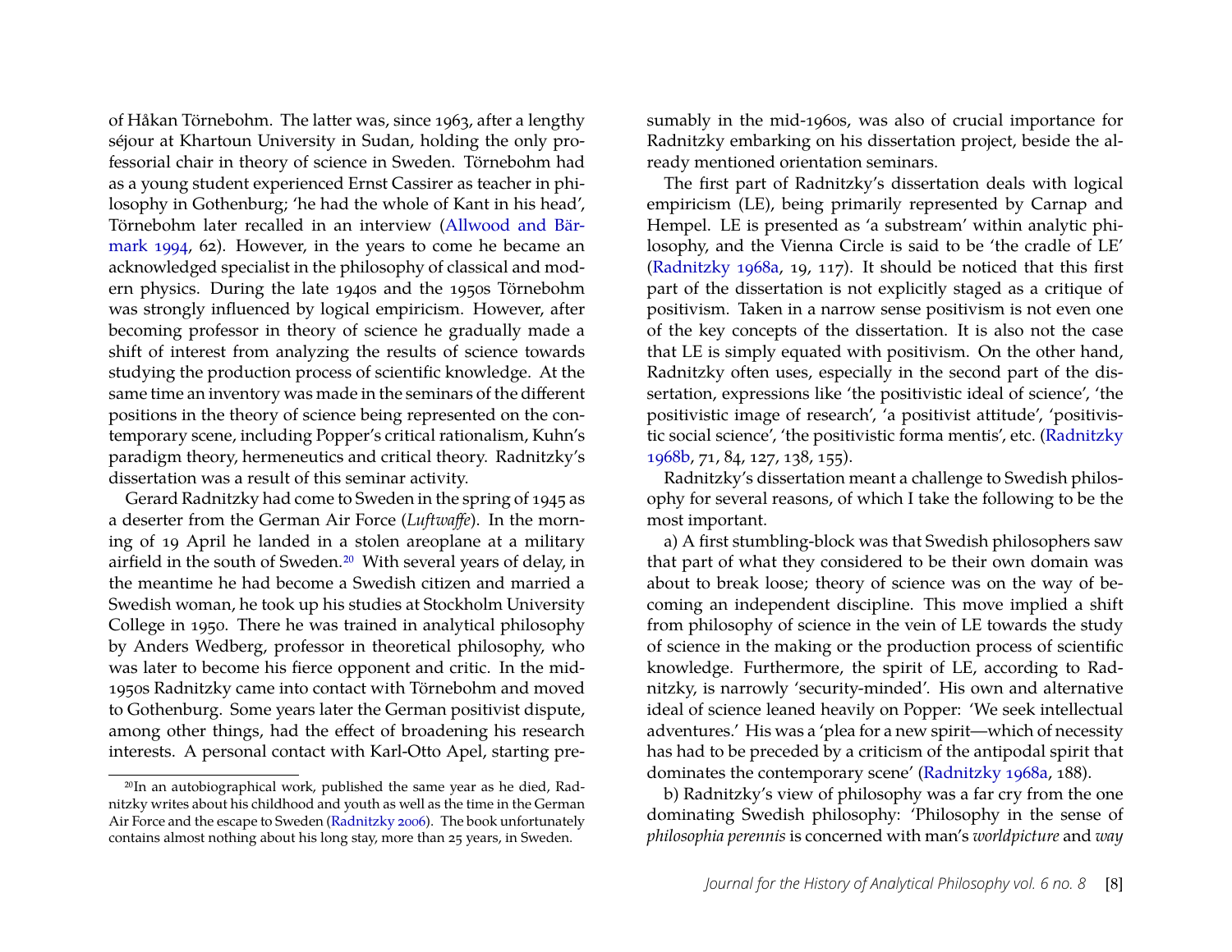of Håkan Törnebohm. The latter was, since 1963, after a lengthy séjour at Khartoun University in Sudan, holding the only professorial chair in theory of science in Sweden. Törnebohm had as a young student experienced Ernst Cassirer as teacher in philosophy in Gothenburg; 'he had the whole of Kant in his head', Törnebohm later recalled in an interview (Allwood and Bärmark 1994, 62). However, in the years to come he became an acknowledged specialist in the philosophy of classical and modern physics. During the late 1940s and the 1950s Törnebohm was strongly influenced by logical empiricism. However, after becoming professor in theory of science he gradually made a shift of interest from analyzing the results of science towards studying the production process of scientific knowledge. At the same time an inventory was made in the seminars of the different positions in the theory of science being represented on the contemporary scene, including Popper's critical rationalism, Kuhn's paradigm theory, hermeneutics and critical theory. Radnitzky's dissertation was a result of this seminar activity.

Gerard Radnitzky had come to Sweden in the spring of 1945 as a deserter from the German Air Force (*Luftwaffe*). In the morning of 19 April he landed in a stolen areoplane at a military airfield in the south of Sweden.[20] With several years of delay, in the meantime he had become a Swedish citizen and married a Swedish woman, he took up his studies at Stockholm University College in 1950. There he was trained in analytical philosophy by Anders Wedberg, professor in theoretical philosophy, who was later to become his fierce opponent and critic. In the mid-1950s Radnitzky came into contact with Törnebohm and moved to Gothenburg. Some years later the German positivist dispute, among other things, had the effect of broadening his research interests. A personal contact with Karl-Otto Apel, starting presumably in the mid-1960s, was also of crucial importance for Radnitzky embarking on his dissertation project, beside the already mentioned orientation seminars.

The first part of Radnitzky's dissertation deals with logical empiricism (LE), being primarily represented by Carnap and Hempel. LE is presented as 'a substream' within analytic philosophy, and the Vienna Circle is said to be 'the cradle of LE' (Radnitzky 1968a, 19, 117). It should be noticed that this first part of the dissertation is not explicitly staged as a critique of positivism. Taken in a narrow sense positivism is not even one of the key concepts of the dissertation. It is also not the case that LE is simply equated with positivism. On the other hand, Radnitzky often uses, especially in the second part of the dissertation, expressions like 'the positivistic ideal of science', 'the positivistic image of research', 'a positivist attitude', 'positivistic social science', 'the positivistic forma mentis', etc. (Radnitzky 1968b, 71, 84, 127, 138, 155).

Radnitzky's dissertation meant a challenge to Swedish philosophy for several reasons, of which I take the following to be the most important.

a) A first stumbling-block was that Swedish philosophers saw that part of what they considered to be their own domain was about to break loose; theory of science was on the way of becoming an independent discipline. This move implied a shift from philosophy of science in the vein of LE towards the study of science in the making or the production process of scientific knowledge. Furthermore, the spirit of LE, according to Radnitzky, is narrowly 'security-minded'. His own and alternative ideal of science leaned heavily on Popper: 'We seek intellectual adventures.' His was a 'plea for a new spirit—which of necessity has had to be preceded by a criticism of the antipodal spirit that dominates the contemporary scene' (Radnitzky 1968a, 188).

b) Radnitzky's view of philosophy was a far cry from the one dominating Swedish philosophy: 'Philosophy in the sense of *philosophia perennis* is concerned with man's *worldpicture* and *way*

[20] In an autobiographical work, published the same year as he died, Radnitzky writes about his childhood and youth as well as the time in the German Air Force and the escape to Sweden (Radnitzky 2006). The book unfortunately contains almost nothing about his long stay, more than 25 years, in Sweden.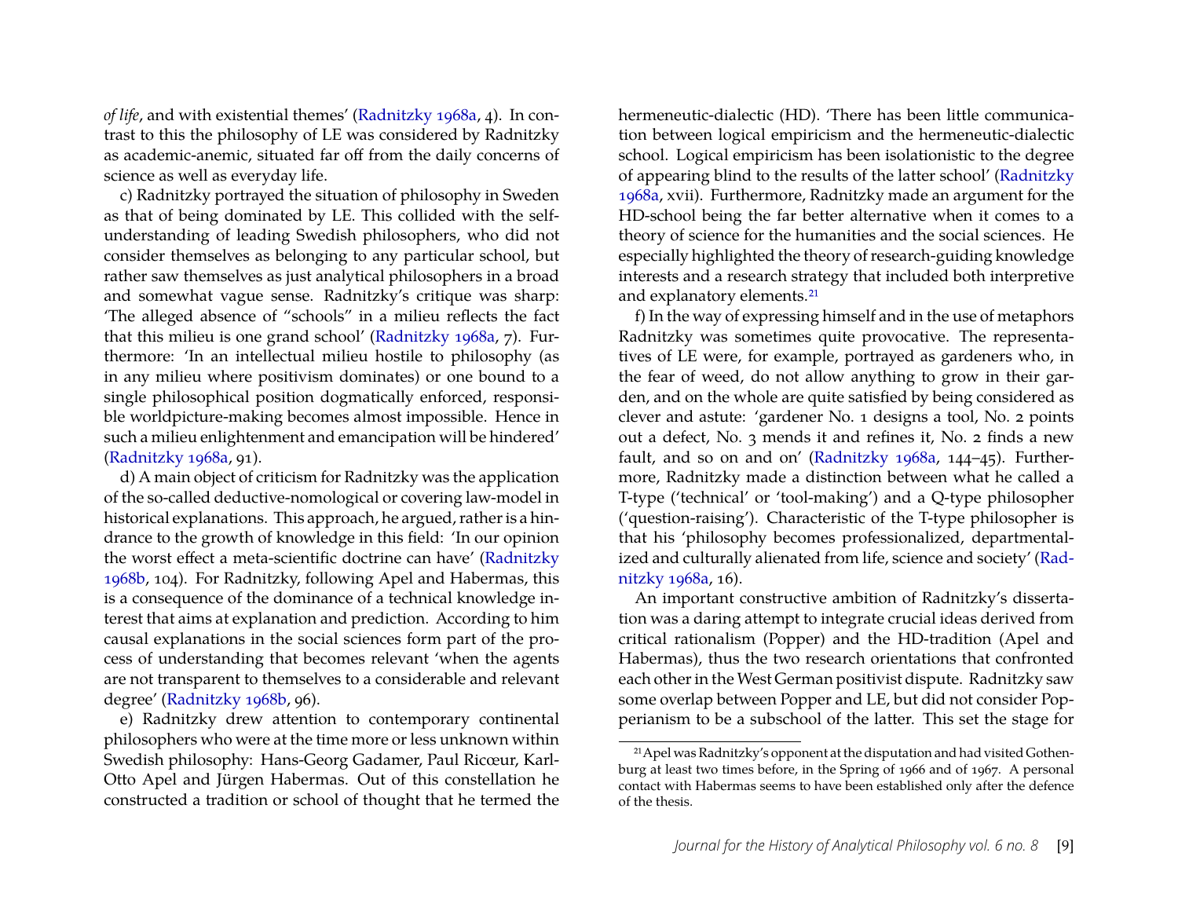*of life*, and with existential themes' (Radnitzky 1968a, 4). In contrast to this the philosophy of LE was considered by Radnitzky as academic-anemic, situated far off from the daily concerns of science as well as everyday life.

c) Radnitzky portrayed the situation of philosophy in Sweden as that of being dominated by LE. This collided with the self-understanding of leading Swedish philosophers, who did not consider themselves as belonging to any particular school, but rather saw themselves as just analytical philosophers in a broad and somewhat vague sense. Radnitzky's critique was sharp: 'The alleged absence of "schools" in a milieu reflects the fact that this milieu is one grand school' (Radnitzky 1968a, 7). Furthermore: 'In an intellectual milieu hostile to philosophy (as in any milieu where positivism dominates) or one bound to a single philosophical position dogmatically enforced, responsible worldpicture-making becomes almost impossible. Hence in such a milieu enlightenment and emancipation will be hindered' (Radnitzky 1968a, 91).

d) A main object of criticism for Radnitzky was the application of the so-called deductive-nomological or covering law-model in historical explanations. This approach, he argued, rather is a hindrance to the growth of knowledge in this field: 'In our opinion the worst effect a meta-scientific doctrine can have' (Radnitzky 1968b, 104). For Radnitzky, following Apel and Habermas, this is a consequence of the dominance of a technical knowledge interest that aims at explanation and prediction. According to him causal explanations in the social sciences form part of the process of understanding that becomes relevant 'when the agents are not transparent to themselves to a considerable and relevant degree' (Radnitzky 1968b, 96).

e) Radnitzky drew attention to contemporary continental philosophers who were at the time more or less unknown within Swedish philosophy: Hans-Georg Gadamer, Paul Ricœur, Karl-Otto Apel and Jürgen Habermas. Out of this constellation he constructed a tradition or school of thought that he termed the hermeneutic-dialectic (HD). 'There has been little communication between logical empiricism and the hermeneutic-dialectic school. Logical empiricism has been isolationistic to the degree of appearing blind to the results of the latter school' (Radnitzky 1968a, xvii). Furthermore, Radnitzky made an argument for the HD-school being the far better alternative when it comes to a theory of science for the humanities and the social sciences. He especially highlighted the theory of research-guiding knowledge interests and a research strategy that included both interpretive and explanatory elements.[21]

f) In the way of expressing himself and in the use of metaphors Radnitzky was sometimes quite provocative. The representatives of LE were, for example, portrayed as gardeners who, in the fear of weed, do not allow anything to grow in their garden, and on the whole are quite satisfied by being considered as clever and astute: 'gardener No. 1 designs a tool, No. 2 points out a defect, No. 3 mends it and refines it, No. 2 finds a new fault, and so on and on' (Radnitzky 1968a, 144–45). Furthermore, Radnitzky made a distinction between what he called a T-type ('technical' or 'tool-making') and a Q-type philosopher ('question-raising'). Characteristic of the T-type philosopher is that his 'philosophy becomes professionalized, departmentalized and culturally alienated from life, science and society' (Radnitzky 1968a, 16).

An important constructive ambition of Radnitzky's dissertation was a daring attempt to integrate crucial ideas derived from critical rationalism (Popper) and the HD-tradition (Apel and Habermas), thus the two research orientations that confronted each other in the West German positivist dispute. Radnitzky saw some overlap between Popper and LE, but did not consider Popperianism to be a subschool of the latter. This set the stage for

[21] Apel was Radnitzky's opponent at the disputation and had visited Gothenburg at least two times before, in the Spring of 1966 and of 1967. A personal contact with Habermas seems to have been established only after the defence of the thesis.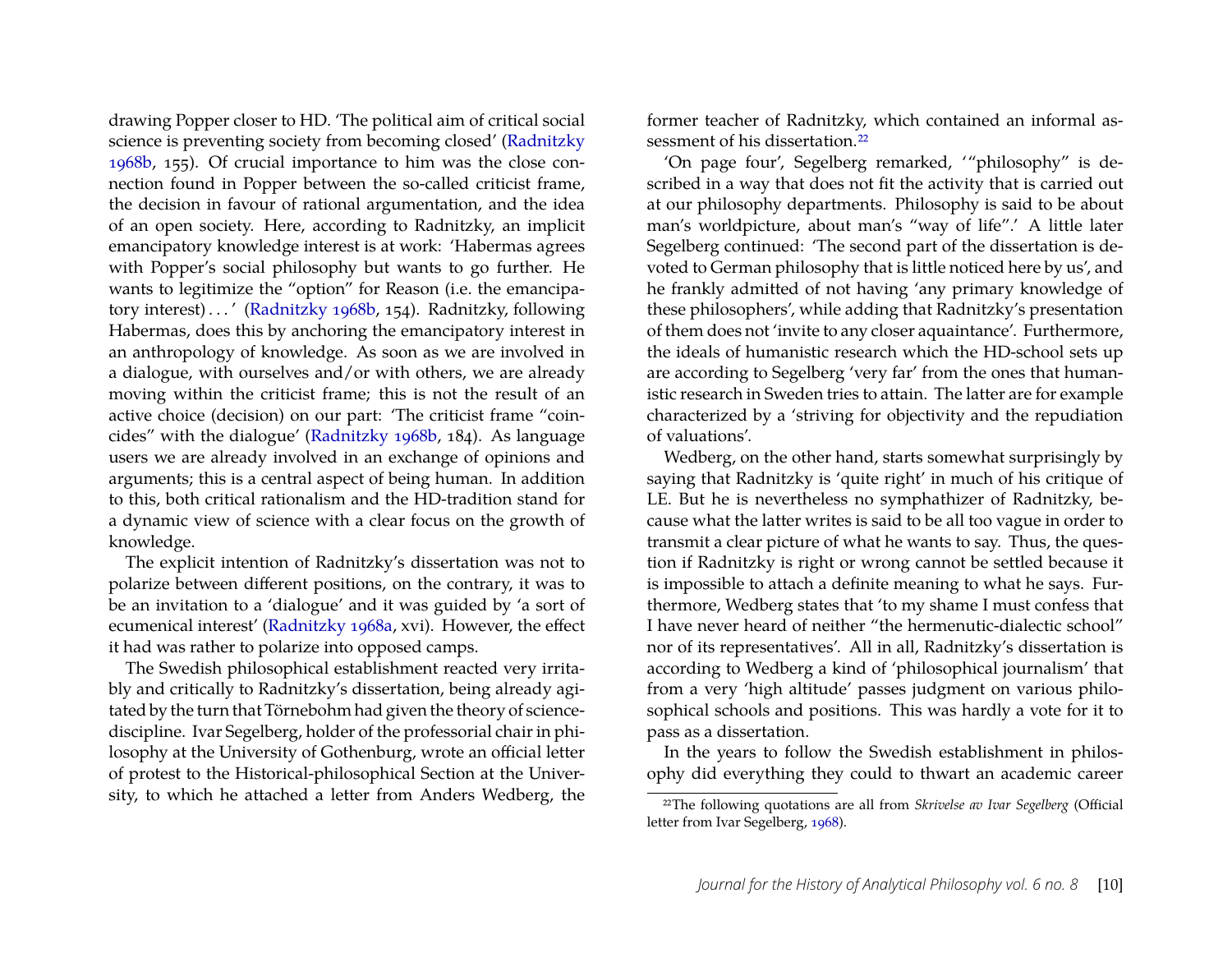drawing Popper closer to HD. 'The political aim of critical social science is preventing society from becoming closed' (Radnitzky 1968b, 155). Of crucial importance to him was the close connection found in Popper between the so-called criticist frame, the decision in favour of rational argumentation, and the idea of an open society. Here, according to Radnitzky, an implicit emancipatory knowledge interest is at work: 'Habermas agrees with Popper's social philosophy but wants to go further. He wants to legitimize the "option" for Reason (i.e. the emancipatory interest) . . . ' (Radnitzky 1968b, 154). Radnitzky, following Habermas, does this by anchoring the emancipatory interest in an anthropology of knowledge. As soon as we are involved in a dialogue, with ourselves and/or with others, we are already moving within the criticist frame; this is not the result of an active choice (decision) on our part: 'The criticist frame "coincides" with the dialogue' (Radnitzky 1968b, 184). As language users we are already involved in an exchange of opinions and arguments; this is a central aspect of being human. In addition to this, both critical rationalism and the HD-tradition stand for a dynamic view of science with a clear focus on the growth of knowledge.

The explicit intention of Radnitzky's dissertation was not to polarize between different positions, on the contrary, it was to be an invitation to a 'dialogue' and it was guided by 'a sort of ecumenical interest' (Radnitzky 1968a, xvi). However, the effect it had was rather to polarize into opposed camps.

The Swedish philosophical establishment reacted very irritably and critically to Radnitzky's dissertation, being already agitated by the turn that Törnebohm had given the theory of science-discipline. Ivar Segelberg, holder of the professorial chair in philosophy at the University of Gothenburg, wrote an official letter of protest to the Historical-philosophical Section at the University, to which he attached a letter from Anders Wedberg, the former teacher of Radnitzky, which contained an informal assessment of his dissertation.[22]

'On page four', Segelberg remarked, '"philosophy" is described in a way that does not fit the activity that is carried out at our philosophy departments. Philosophy is said to be about man's worldpicture, about man's "way of life".' A little later Segelberg continued: 'The second part of the dissertation is devoted to German philosophy that is little noticed here by us', and he frankly admitted of not having 'any primary knowledge of these philosophers', while adding that Radnitzky's presentation of them does not 'invite to any closer aquaintance'. Furthermore, the ideals of humanistic research which the HD-school sets up are according to Segelberg 'very far' from the ones that humanistic research in Sweden tries to attain. The latter are for example characterized by a 'striving for objectivity and the repudiation of valuations'.

Wedberg, on the other hand, starts somewhat surprisingly by saying that Radnitzky is 'quite right' in much of his critique of LE. But he is nevertheless no symphathizer of Radnitzky, because what the latter writes is said to be all too vague in order to transmit a clear picture of what he wants to say. Thus, the question if Radnitzky is right or wrong cannot be settled because it is impossible to attach a definite meaning to what he says. Furthermore, Wedberg states that 'to my shame I must confess that I have never heard of neither "the hermenutic-dialectic school" nor of its representatives'. All in all, Radnitzky's dissertation is according to Wedberg a kind of 'philosophical journalism' that from a very 'high altitude' passes judgment on various philosophical schools and positions. This was hardly a vote for it to pass as a dissertation.

In the years to follow the Swedish establishment in philosophy did everything they could to thwart an academic career

[22] The following quotations are all from *Skrivelse av Ivar Segelberg* (Official letter from Ivar Segelberg, 1968).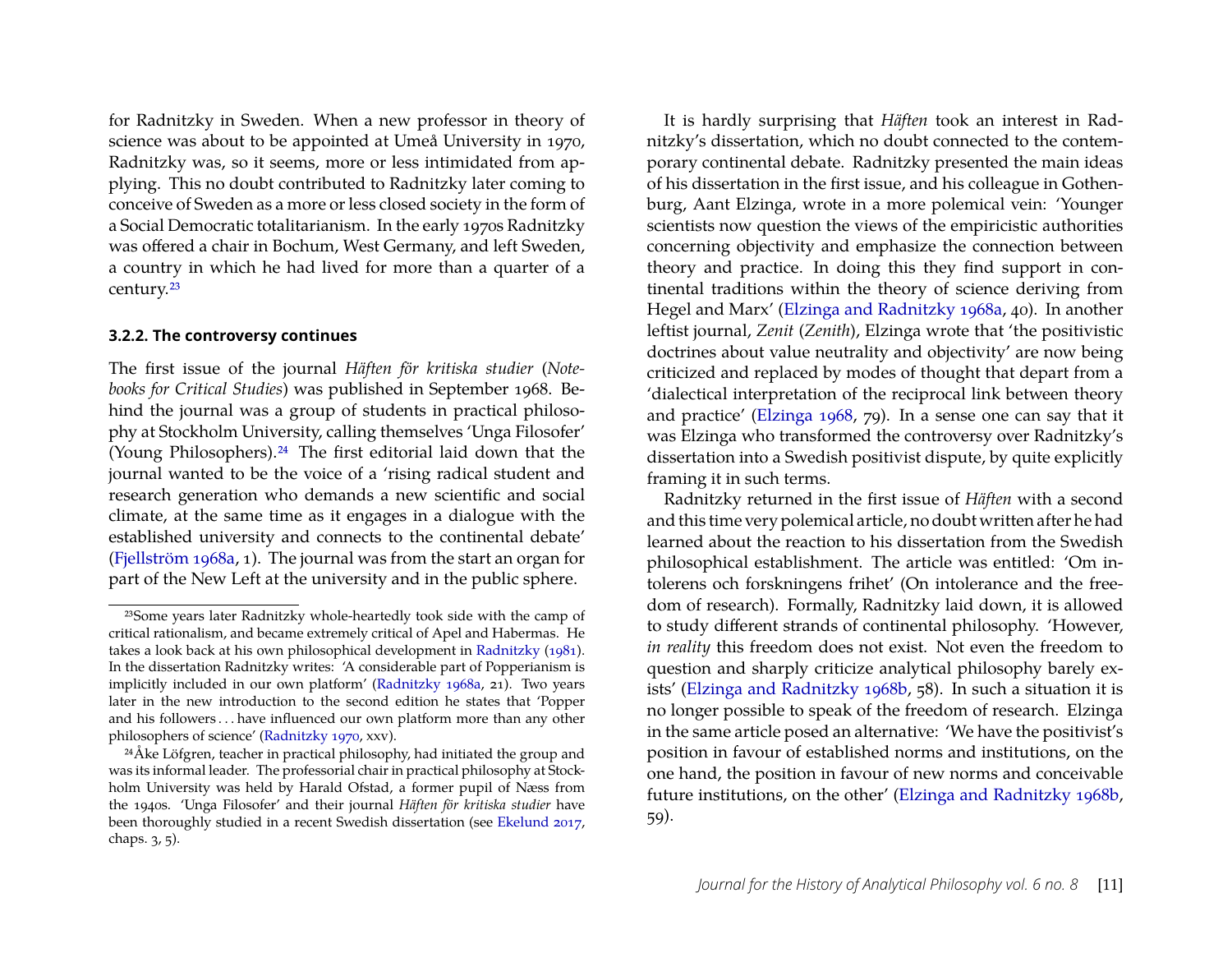for Radnitzky in Sweden. When a new professor in theory of science was about to be appointed at Umeå University in 1970, Radnitzky was, so it seems, more or less intimidated from applying. This no doubt contributed to Radnitzky later coming to conceive of Sweden as a more or less closed society in the form of a Social Democratic totalitarianism. In the early 1970s Radnitzky was offered a chair in Bochum, West Germany, and left Sweden, a country in which he had lived for more than a quarter of a century.[23]

### 3.2.2. The controversy continues

The first issue of the journal *Häften för kritiska studier* (*Notebooks for Critical Studies*) was published in September 1968. Behind the journal was a group of students in practical philosophy at Stockholm University, calling themselves 'Unga Filosofer' (Young Philosophers).[24] The first editorial laid down that the journal wanted to be the voice of a 'rising radical student and research generation who demands a new scientific and social climate, at the same time as it engages in a dialogue with the established university and connects to the continental debate' (Fjellström 1968a, 1). The journal was from the start an organ for part of the New Left at the university and in the public sphere.

It is hardly surprising that *Häften* took an interest in Radnitzky's dissertation, which no doubt connected to the contemporary continental debate. Radnitzky presented the main ideas of his dissertation in the first issue, and his colleague in Gothenburg, Aant Elzinga, wrote in a more polemical vein: 'Younger scientists now question the views of the empiricistic authorities concerning objectivity and emphasize the connection between theory and practice. In doing this they find support in continental traditions within the theory of science deriving from Hegel and Marx' (Elzinga and Radnitzky 1968a, 40). In another leftist journal, *Zenit* (*Zenith*), Elzinga wrote that 'the positivistic doctrines about value neutrality and objectivity' are now being criticized and replaced by modes of thought that depart from a 'dialectical interpretation of the reciprocal link between theory and practice' (Elzinga 1968, 79). In a sense one can say that it was Elzinga who transformed the controversy over Radnitzky's dissertation into a Swedish positivist dispute, by quite explicitly framing it in such terms.

Radnitzky returned in the first issue of *Häften* with a second and this time very polemical article, no doubt written after he had learned about the reaction to his dissertation from the Swedish philosophical establishment. The article was entitled: 'Om intolerens och forskningens frihet' (On intolerance and the freedom of research). Formally, Radnitzky laid down, it is allowed to study different strands of continental philosophy. 'However, *in reality* this freedom does not exist. Not even the freedom to question and sharply criticize analytical philosophy barely exists' (Elzinga and Radnitzky 1968b, 58). In such a situation it is no longer possible to speak of the freedom of research. Elzinga in the same article posed an alternative: 'We have the positivist's position in favour of established norms and institutions, on the one hand, the position in favour of new norms and conceivable future institutions, on the other' (Elzinga and Radnitzky 1968b, 59).

---

[23] Some years later Radnitzky whole-heartedly took side with the camp of critical rationalism, and became extremely critical of Apel and Habermas. He takes a look back at his own philosophical development in Radnitzky (1981). In the dissertation Radnitzky writes: 'A considerable part of Popperianism is implicitly included in our own platform' (Radnitzky 1968a, 21). Two years later in the new introduction to the second edition he states that 'Popper and his followers . . . have influenced our own platform more than any other philosophers of science' (Radnitzky 1970, xxv).

[24] Åke Löfgren, teacher in practical philosophy, had initiated the group and was its informal leader. The professorial chair in practical philosophy at Stockholm University was held by Harald Ofstad, a former pupil of Næss from the 1940s. 'Unga Filosofer' and their journal *Häften för kritiska studier* have been thoroughly studied in a recent Swedish dissertation (see Ekelund 2017, chaps. 3, 5).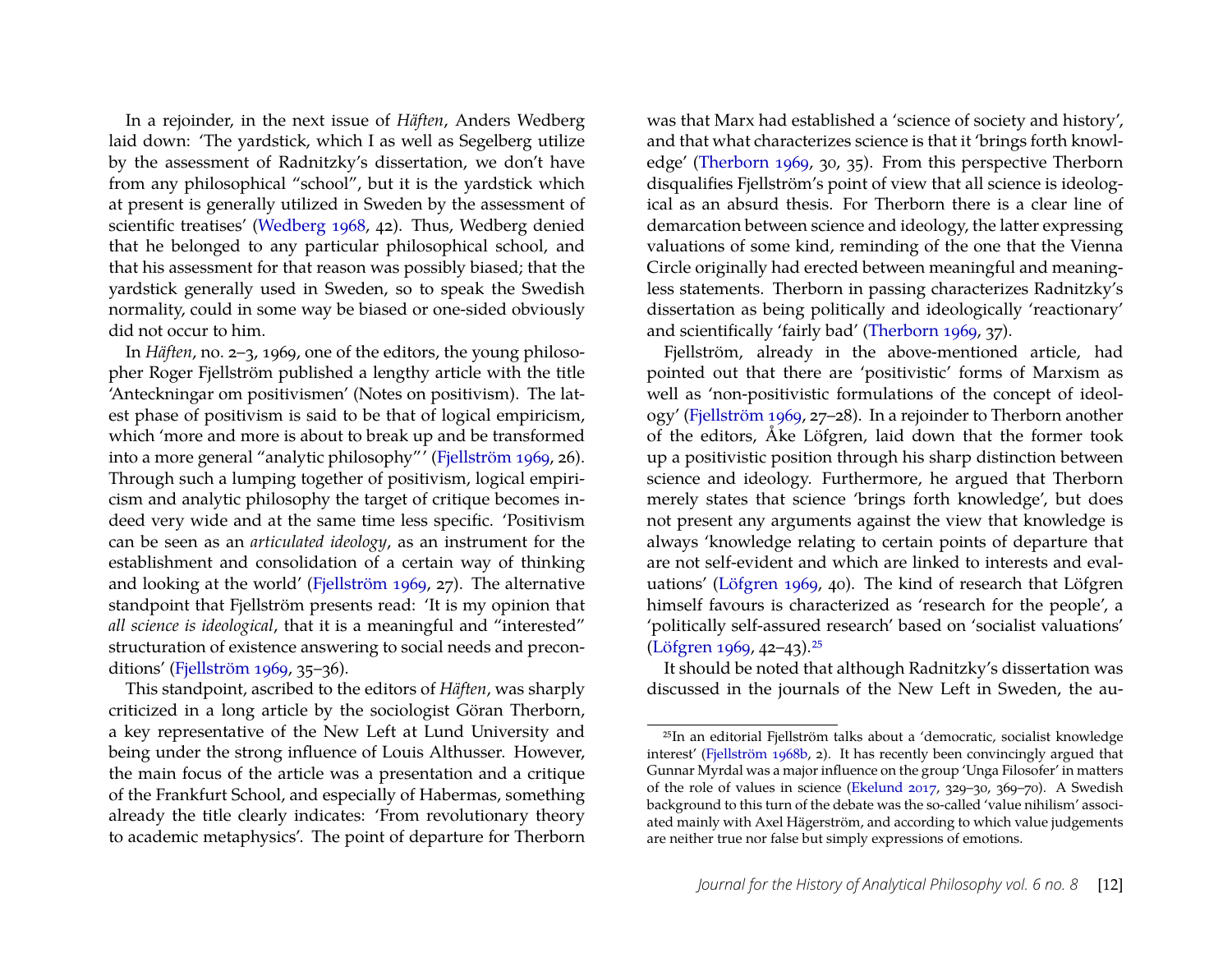In a rejoinder, in the next issue of *Häften*, Anders Wedberg laid down: 'The yardstick, which I as well as Segelberg utilize by the assessment of Radnitzky's dissertation, we don't have from any philosophical "school", but it is the yardstick which at present is generally utilized in Sweden by the assessment of scientific treatises' (Wedberg 1968, 42). Thus, Wedberg denied that he belonged to any particular philosophical school, and that his assessment for that reason was possibly biased; that the yardstick generally used in Sweden, so to speak the Swedish normality, could in some way be biased or one-sided obviously did not occur to him.

In *Häften*, no. 2–3, 1969, one of the editors, the young philosopher Roger Fjellström published a lengthy article with the title 'Anteckningar om positivismen' (Notes on positivism). The latest phase of positivism is said to be that of logical empiricism, which 'more and more is about to break up and be transformed into a more general "analytic philosophy"' (Fjellström 1969, 26). Through such a lumping together of positivism, logical empiricism and analytic philosophy the target of critique becomes indeed very wide and at the same time less specific. 'Positivism can be seen as an *articulated ideology*, as an instrument for the establishment and consolidation of a certain way of thinking and looking at the world' (Fjellström 1969, 27). The alternative standpoint that Fjellström presents read: 'It is my opinion that *all science is ideological*, that it is a meaningful and "interested" structuration of existence answering to social needs and preconditions' (Fjellström 1969, 35–36).

This standpoint, ascribed to the editors of *Häften*, was sharply criticized in a long article by the sociologist Göran Therborn, a key representative of the New Left at Lund University and being under the strong influence of Louis Althusser. However, the main focus of the article was a presentation and a critique of the Frankfurt School, and especially of Habermas, something already the title clearly indicates: 'From revolutionary theory to academic metaphysics'. The point of departure for Therborn was that Marx had established a 'science of society and history', and that what characterizes science is that it 'brings forth knowledge' (Therborn 1969, 30, 35). From this perspective Therborn disqualifies Fjellström's point of view that all science is ideological as an absurd thesis. For Therborn there is a clear line of demarcation between science and ideology, the latter expressing valuations of some kind, reminding of the one that the Vienna Circle originally had erected between meaningful and meaningless statements. Therborn in passing characterizes Radnitzky's dissertation as being politically and ideologically 'reactionary' and scientifically 'fairly bad' (Therborn 1969, 37).

Fjellström, already in the above-mentioned article, had pointed out that there are 'positivistic' forms of Marxism as well as 'non-positivistic formulations of the concept of ideology' (Fjellström 1969, 27–28). In a rejoinder to Therborn another of the editors, Åke Löfgren, laid down that the former took up a positivistic position through his sharp distinction between science and ideology. Furthermore, he argued that Therborn merely states that science 'brings forth knowledge', but does not present any arguments against the view that knowledge is always 'knowledge relating to certain points of departure that are not self-evident and which are linked to interests and evaluations' (Löfgren 1969, 40). The kind of research that Löfgren himself favours is characterized as 'research for the people', a 'politically self-assured research' based on 'socialist valuations' (Löfgren 1969, 42–43).[25]

It should be noted that although Radnitzky's dissertation was discussed in the journals of the New Left in Sweden, the au-

[25] In an editorial Fjellström talks about a 'democratic, socialist knowledge interest' (Fjellström 1968b, 2). It has recently been convincingly argued that Gunnar Myrdal was a major influence on the group 'Unga Filosofer' in matters of the role of values in science (Ekelund 2017, 329–30, 369–70). A Swedish background to this turn of the debate was the so-called 'value nihilism' associated mainly with Axel Hägerström, and according to which value judgements are neither true nor false but simply expressions of emotions.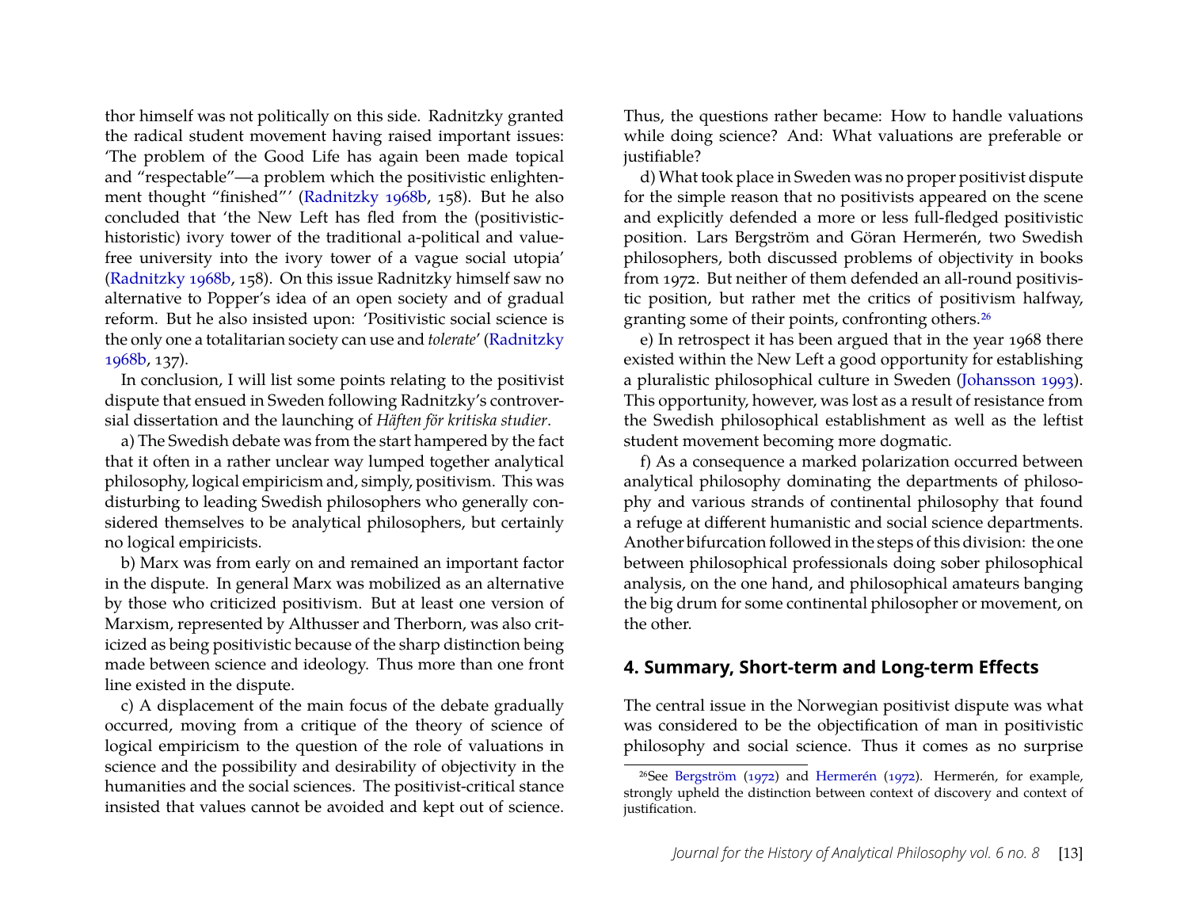thor himself was not politically on this side. Radnitzky granted the radical student movement having raised important issues: 'The problem of the Good Life has again been made topical and "respectable"—a problem which the positivistic enlightenment thought "finished"' (Radnitzky 1968b, 158). But he also concluded that 'the New Left has fled from the (positivistic-historistic) ivory tower of the traditional a-political and value-free university into the ivory tower of a vague social utopia' (Radnitzky 1968b, 158). On this issue Radnitzky himself saw no alternative to Popper's idea of an open society and of gradual reform. But he also insisted upon: 'Positivistic social science is the only one a totalitarian society can use and *tolerate*' (Radnitzky 1968b, 137).

In conclusion, I will list some points relating to the positivist dispute that ensued in Sweden following Radnitzky's controversial dissertation and the launching of *Häften för kritiska studier*.

a) The Swedish debate was from the start hampered by the fact that it often in a rather unclear way lumped together analytical philosophy, logical empiricism and, simply, positivism. This was disturbing to leading Swedish philosophers who generally considered themselves to be analytical philosophers, but certainly no logical empiricists.

b) Marx was from early on and remained an important factor in the dispute. In general Marx was mobilized as an alternative by those who criticized positivism. But at least one version of Marxism, represented by Althusser and Therborn, was also criticized as being positivistic because of the sharp distinction being made between science and ideology. Thus more than one front line existed in the dispute.

c) A displacement of the main focus of the debate gradually occurred, moving from a critique of the theory of science of logical empiricism to the question of the role of valuations in science and the possibility and desirability of objectivity in the humanities and the social sciences. The positivist-critical stance insisted that values cannot be avoided and kept out of science. Thus, the questions rather became: How to handle valuations while doing science? And: What valuations are preferable or justifiable?

d) What took place in Sweden was no proper positivist dispute for the simple reason that no positivists appeared on the scene and explicitly defended a more or less full-fledged positivistic position. Lars Bergström and Göran Hermerén, two Swedish philosophers, both discussed problems of objectivity in books from 1972. But neither of them defended an all-round positivistic position, but rather met the critics of positivism halfway, granting some of their points, confronting others.[26]

e) In retrospect it has been argued that in the year 1968 there existed within the New Left a good opportunity for establishing a pluralistic philosophical culture in Sweden (Johansson 1993). This opportunity, however, was lost as a result of resistance from the Swedish philosophical establishment as well as the leftist student movement becoming more dogmatic.

f) As a consequence a marked polarization occurred between analytical philosophy dominating the departments of philosophy and various strands of continental philosophy that found a refuge at different humanistic and social science departments. Another bifurcation followed in the steps of this division: the one between philosophical professionals doing sober philosophical analysis, on the one hand, and philosophical amateurs banging the big drum for some continental philosopher or movement, on the other.

## 4. Summary, Short-term and Long-term Effects

The central issue in the Norwegian positivist dispute was what was considered to be the objectification of man in positivistic philosophy and social science. Thus it comes as no surprise

[26] See Bergström (1972) and Hermerén (1972). Hermerén, for example, strongly upheld the distinction between context of discovery and context of justification.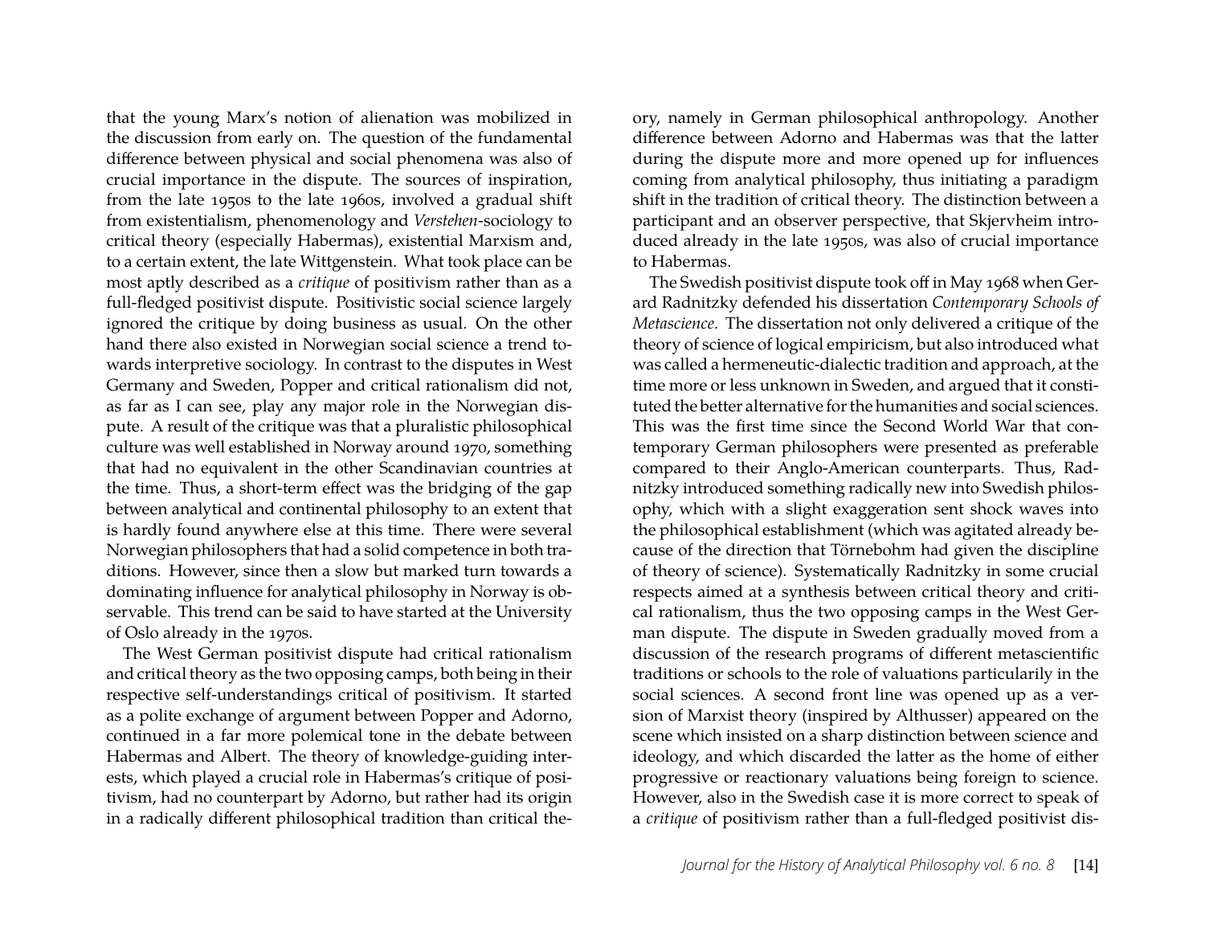that the young Marx's notion of alienation was mobilized in the discussion from early on. The question of the fundamental difference between physical and social phenomena was also of crucial importance in the dispute. The sources of inspiration, from the late 1950s to the late 1960s, involved a gradual shift from existentialism, phenomenology and *Verstehen*-sociology to critical theory (especially Habermas), existential Marxism and, to a certain extent, the late Wittgenstein. What took place can be most aptly described as a *critique* of positivism rather than as a full-fledged positivist dispute. Positivistic social science largely ignored the critique by doing business as usual. On the other hand there also existed in Norwegian social science a trend towards interpretive sociology. In contrast to the disputes in West Germany and Sweden, Popper and critical rationalism did not, as far as I can see, play any major role in the Norwegian dispute. A result of the critique was that a pluralistic philosophical culture was well established in Norway around 1970, something that had no equivalent in the other Scandinavian countries at the time. Thus, a short-term effect was the bridging of the gap between analytical and continental philosophy to an extent that is hardly found anywhere else at this time. There were several Norwegian philosophers that had a solid competence in both traditions. However, since then a slow but marked turn towards a dominating influence for analytical philosophy in Norway is observable. This trend can be said to have started at the University of Oslo already in the 1970s.

The West German positivist dispute had critical rationalism and critical theory as the two opposing camps, both being in their respective self-understandings critical of positivism. It started as a polite exchange of argument between Popper and Adorno, continued in a far more polemical tone in the debate between Habermas and Albert. The theory of knowledge-guiding interests, which played a crucial role in Habermas's critique of positivism, had no counterpart by Adorno, but rather had its origin in a radically different philosophical tradition than critical theory, namely in German philosophical anthropology. Another difference between Adorno and Habermas was that the latter during the dispute more and more opened up for influences coming from analytical philosophy, thus initiating a paradigm shift in the tradition of critical theory. The distinction between a participant and an observer perspective, that Skjervheim introduced already in the late 1950s, was also of crucial importance to Habermas.

The Swedish positivist dispute took off in May 1968 when Gerard Radnitzky defended his dissertation *Contemporary Schools of Metascience*. The dissertation not only delivered a critique of the theory of science of logical empiricism, but also introduced what was called a hermeneutic-dialectic tradition and approach, at the time more or less unknown in Sweden, and argued that it constituted the better alternative for the humanities and social sciences. This was the first time since the Second World War that contemporary German philosophers were presented as preferable compared to their Anglo-American counterparts. Thus, Radnitzky introduced something radically new into Swedish philosophy, which with a slight exaggeration sent shock waves into the philosophical establishment (which was agitated already because of the direction that Törnebohm had given the discipline of theory of science). Systematically Radnitzky in some crucial respects aimed at a synthesis between critical theory and critical rationalism, thus the two opposing camps in the West German dispute. The dispute in Sweden gradually moved from a discussion of the research programs of different metascientific traditions or schools to the role of valuations particularily in the social sciences. A second front line was opened up as a version of Marxist theory (inspired by Althusser) appeared on the scene which insisted on a sharp distinction between science and ideology, and which discarded the latter as the home of either progressive or reactionary valuations being foreign to science. However, also in the Swedish case it is more correct to speak of a *critique* of positivism rather than a full-fledged positivist dis-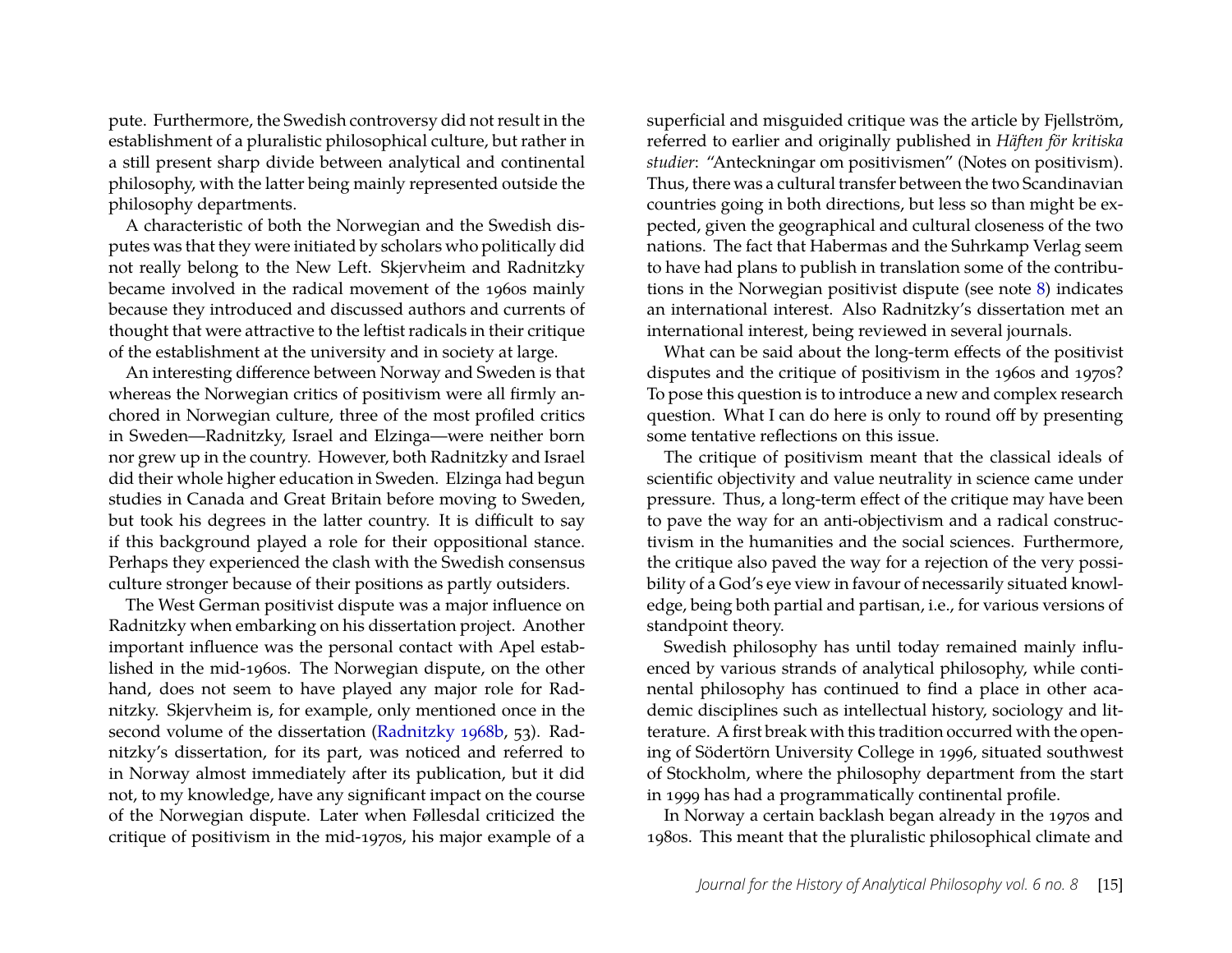pute. Furthermore, the Swedish controversy did not result in the establishment of a pluralistic philosophical culture, but rather in a still present sharp divide between analytical and continental philosophy, with the latter being mainly represented outside the philosophy departments.

A characteristic of both the Norwegian and the Swedish disputes was that they were initiated by scholars who politically did not really belong to the New Left. Skjervheim and Radnitzky became involved in the radical movement of the 1960s mainly because they introduced and discussed authors and currents of thought that were attractive to the leftist radicals in their critique of the establishment at the university and in society at large.

An interesting difference between Norway and Sweden is that whereas the Norwegian critics of positivism were all firmly anchored in Norwegian culture, three of the most profiled critics in Sweden—Radnitzky, Israel and Elzinga—were neither born nor grew up in the country. However, both Radnitzky and Israel did their whole higher education in Sweden. Elzinga had begun studies in Canada and Great Britain before moving to Sweden, but took his degrees in the latter country. It is difficult to say if this background played a role for their oppositional stance. Perhaps they experienced the clash with the Swedish consensus culture stronger because of their positions as partly outsiders.

The West German positivist dispute was a major influence on Radnitzky when embarking on his dissertation project. Another important influence was the personal contact with Apel established in the mid-1960s. The Norwegian dispute, on the other hand, does not seem to have played any major role for Radnitzky. Skjervheim is, for example, only mentioned once in the second volume of the dissertation (Radnitzky 1968b, 53). Radnitzky's dissertation, for its part, was noticed and referred to in Norway almost immediately after its publication, but it did not, to my knowledge, have any significant impact on the course of the Norwegian dispute. Later when Føllesdal criticized the critique of positivism in the mid-1970s, his major example of a superficial and misguided critique was the article by Fjellström, referred to earlier and originally published in *Häften för kritiska studier*: "Anteckningar om positivismen" (Notes on positivism). Thus, there was a cultural transfer between the two Scandinavian countries going in both directions, but less so than might be expected, given the geographical and cultural closeness of the two nations. The fact that Habermas and the Suhrkamp Verlag seem to have had plans to publish in translation some of the contributions in the Norwegian positivist dispute (see note 8) indicates an international interest. Also Radnitzky's dissertation met an international interest, being reviewed in several journals.

What can be said about the long-term effects of the positivist disputes and the critique of positivism in the 1960s and 1970s? To pose this question is to introduce a new and complex research question. What I can do here is only to round off by presenting some tentative reflections on this issue.

The critique of positivism meant that the classical ideals of scientific objectivity and value neutrality in science came under pressure. Thus, a long-term effect of the critique may have been to pave the way for an anti-objectivism and a radical constructivism in the humanities and the social sciences. Furthermore, the critique also paved the way for a rejection of the very possibility of a God's eye view in favour of necessarily situated knowledge, being both partial and partisan, i.e., for various versions of standpoint theory.

Swedish philosophy has until today remained mainly influenced by various strands of analytical philosophy, while continental philosophy has continued to find a place in other academic disciplines such as intellectual history, sociology and literature. A first break with this tradition occurred with the opening of Södertörn University College in 1996, situated southwest of Stockholm, where the philosophy department from the start in 1999 has had a programmatically continental profile.

In Norway a certain backlash began already in the 1970s and 1980s. This meant that the pluralistic philosophical climate and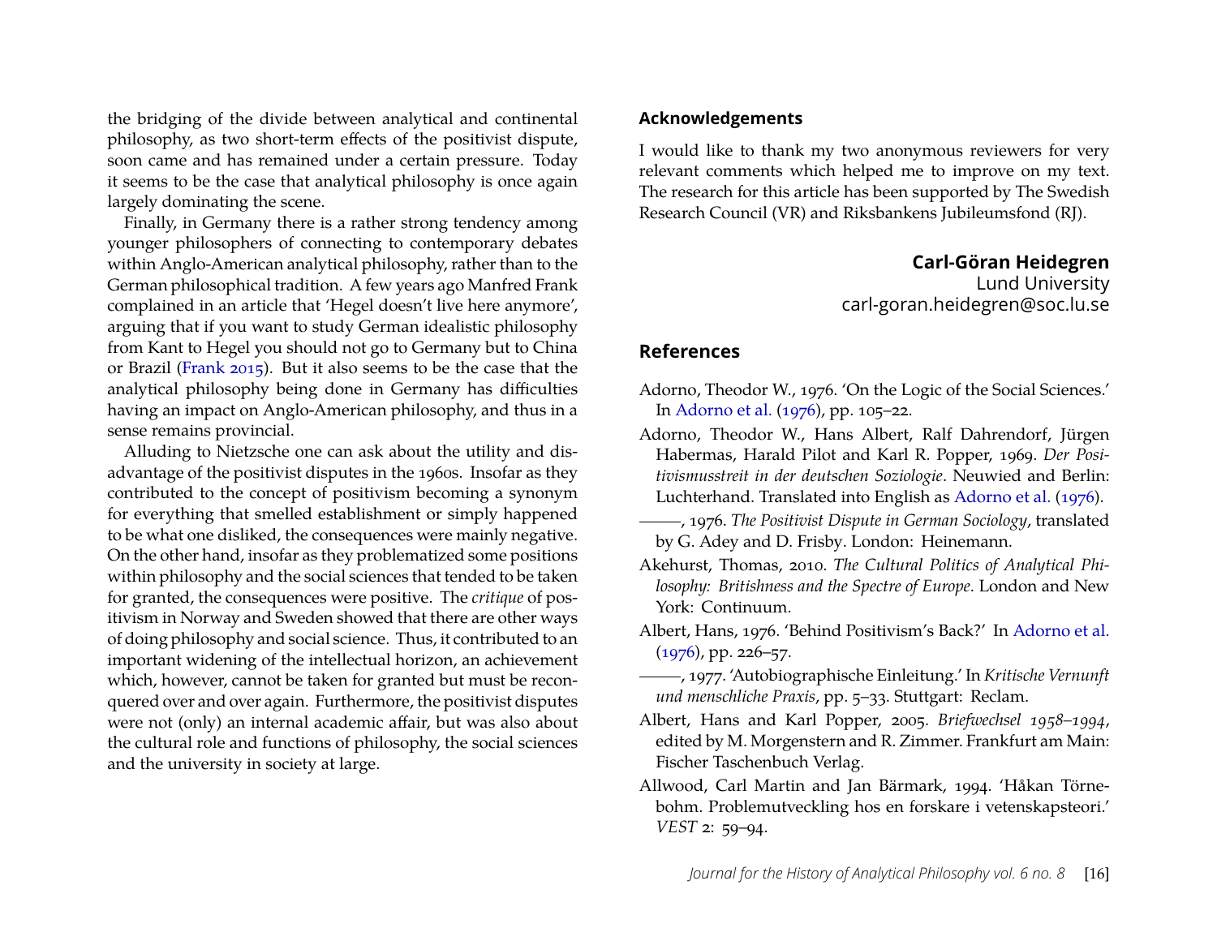the bridging of the divide between analytical and continental philosophy, as two short-term effects of the positivist dispute, soon came and has remained under a certain pressure. Today it seems to be the case that analytical philosophy is once again largely dominating the scene.

Finally, in Germany there is a rather strong tendency among younger philosophers of connecting to contemporary debates within Anglo-American analytical philosophy, rather than to the German philosophical tradition. A few years ago Manfred Frank complained in an article that 'Hegel doesn't live here anymore', arguing that if you want to study German idealistic philosophy from Kant to Hegel you should not go to Germany but to China or Brazil (Frank 2015). But it also seems to be the case that the analytical philosophy being done in Germany has difficulties having an impact on Anglo-American philosophy, and thus in a sense remains provincial.

Alluding to Nietzsche one can ask about the utility and disadvantage of the positivist disputes in the 1960s. Insofar as they contributed to the concept of positivism becoming a synonym for everything that smelled establishment or simply happened to be what one disliked, the consequences were mainly negative. On the other hand, insofar as they problematized some positions within philosophy and the social sciences that tended to be taken for granted, the consequences were positive. The *critique* of positivism in Norway and Sweden showed that there are other ways of doing philosophy and social science. Thus, it contributed to an important widening of the intellectual horizon, an achievement which, however, cannot be taken for granted but must be reconquered over and over again. Furthermore, the positivist disputes were not (only) an internal academic affair, but was also about the cultural role and functions of philosophy, the social sciences and the university in society at large.

## Acknowledgements

I would like to thank my two anonymous reviewers for very relevant comments which helped me to improve on my text. The research for this article has been supported by The Swedish Research Council (VR) and Riksbankens Jubileumsfond (RJ).

**Carl-Göran Heidegren**
Lund University
carl-goran.heidegren@soc.lu.se

## References

Adorno, Theodor W., 1976. 'On the Logic of the Social Sciences.' In Adorno et al. (1976), pp. 105–22.

Adorno, Theodor W., Hans Albert, Ralf Dahrendorf, Jürgen Habermas, Harald Pilot and Karl R. Popper, 1969. *Der Positivismusstreit in der deutschen Soziologie*. Neuwied and Berlin: Luchterhand. Translated into English as Adorno et al. (1976).

———, 1976. *The Positivist Dispute in German Sociology*, translated by G. Adey and D. Frisby. London: Heinemann.

Akehurst, Thomas, 2010. *The Cultural Politics of Analytical Philosophy: Britishness and the Spectre of Europe*. London and New York: Continuum.

Albert, Hans, 1976. 'Behind Positivism's Back?' In Adorno et al. (1976), pp. 226–57.

———, 1977. 'Autobiographische Einleitung.' In *Kritische Vernunft und menschliche Praxis*, pp. 5–33. Stuttgart: Reclam.

Albert, Hans and Karl Popper, 2005. *Briefwechsel 1958–1994*, edited by M. Morgenstern and R. Zimmer. Frankfurt am Main: Fischer Taschenbuch Verlag.

Allwood, Carl Martin and Jan Bärmark, 1994. 'Håkan Törnebohm. Problemutveckling hos en forskare i vetenskapsteori.' *VEST* 2: 59–94.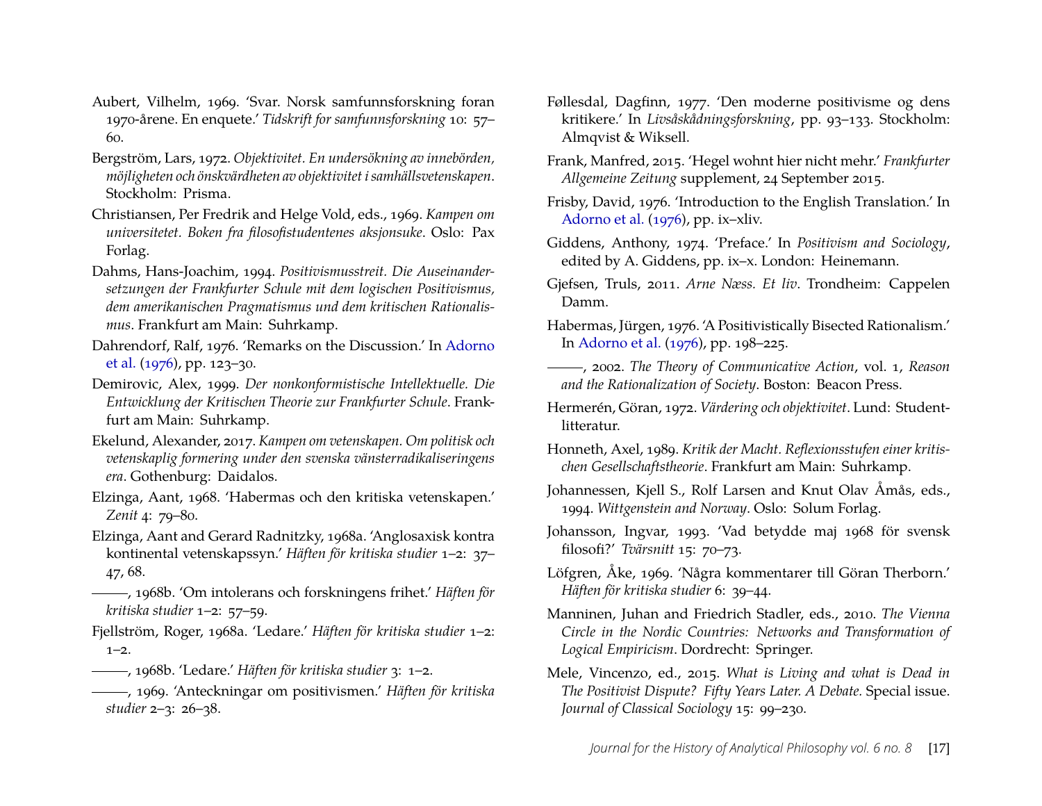Aubert, Vilhelm, 1969. 'Svar. Norsk samfunnsforskning foran 1970-årene. En enquete.' *Tidskrift for samfunnsforskning* 10: 57–60.

Bergström, Lars, 1972. *Objektivitet. En undersökning av innebörden, möjligheten och önskvärdheten av objektivitet i samhällsvetenskapen*. Stockholm: Prisma.

Christiansen, Per Fredrik and Helge Vold, eds., 1969. *Kampen om universitetet. Boken fra filosofistudentenes aksjonsuke*. Oslo: Pax Forlag.

Dahms, Hans-Joachim, 1994. *Positivismusstreit. Die Auseinandersetzungen der Frankfurter Schule mit dem logischen Positivismus, dem amerikanischen Pragmatismus und dem kritischen Rationalismus*. Frankfurt am Main: Suhrkamp.

Dahrendorf, Ralf, 1976. 'Remarks on the Discussion.' In Adorno et al. (1976), pp. 123–30.

Demirovic, Alex, 1999. *Der nonkonformistische Intellektuelle. Die Entwicklung der Kritischen Theorie zur Frankfurter Schule*. Frankfurt am Main: Suhrkamp.

Ekelund, Alexander, 2017. *Kampen om vetenskapen. Om politisk och vetenskaplig formering under den svenska vänsterradikaliseringens era*. Gothenburg: Daidalos.

Elzinga, Aant, 1968. 'Habermas och den kritiska vetenskapen.' *Zenit* 4: 79–80.

Elzinga, Aant and Gerard Radnitzky, 1968a. 'Anglosaxisk kontra kontinental vetenskapssyn.' *Häften för kritiska studier* 1–2: 37–47, 68.

———, 1968b. 'Om intolerans och forskningens frihet.' *Häften för kritiska studier* 1–2: 57–59.

Fjellström, Roger, 1968a. 'Ledare.' *Häften för kritiska studier* 1–2: 1–2.

———, 1968b. 'Ledare.' *Häften för kritiska studier* 3: 1–2.

———, 1969. 'Anteckningar om positivismen.' *Häften för kritiska studier* 2–3: 26–38.

Føllesdal, Dagfinn, 1977. 'Den moderne positivisme og dens kritikere.' In *Livsåskådningsforskning*, pp. 93–133. Stockholm: Almqvist & Wiksell.

Frank, Manfred, 2015. 'Hegel wohnt hier nicht mehr.' *Frankfurter Allgemeine Zeitung* supplement, 24 September 2015.

Frisby, David, 1976. 'Introduction to the English Translation.' In Adorno et al. (1976), pp. ix–xliv.

Giddens, Anthony, 1974. 'Preface.' In *Positivism and Sociology*, edited by A. Giddens, pp. ix–x. London: Heinemann.

Gjefsen, Truls, 2011. *Arne Næss. Et liv*. Trondheim: Cappelen Damm.

Habermas, Jürgen, 1976. 'A Positivistically Bisected Rationalism.' In Adorno et al. (1976), pp. 198–225.

———, 2002. *The Theory of Communicative Action*, vol. 1, *Reason and the Rationalization of Society*. Boston: Beacon Press.

Hermerén, Göran, 1972. *Värdering och objektivitet*. Lund: Studentlitteratur.

Honneth, Axel, 1989. *Kritik der Macht. Reflexionsstufen einer kritischen Gesellschaftstheorie*. Frankfurt am Main: Suhrkamp.

Johannessen, Kjell S., Rolf Larsen and Knut Olav Åmås, eds., 1994. *Wittgenstein and Norway*. Oslo: Solum Forlag.

Johansson, Ingvar, 1993. 'Vad betydde maj 1968 för svensk filosofi?' *Tvärsnitt* 15: 70–73.

Löfgren, Åke, 1969. 'Några kommentarer till Göran Therborn.' *Häften för kritiska studier* 6: 39–44.

Manninen, Juhan and Friedrich Stadler, eds., 2010. *The Vienna Circle in the Nordic Countries: Networks and Transformation of Logical Empiricism*. Dordrecht: Springer.

Mele, Vincenzo, ed., 2015. *What is Living and what is Dead in The Positivist Dispute? Fifty Years Later. A Debate.* Special issue. *Journal of Classical Sociology* 15: 99–230.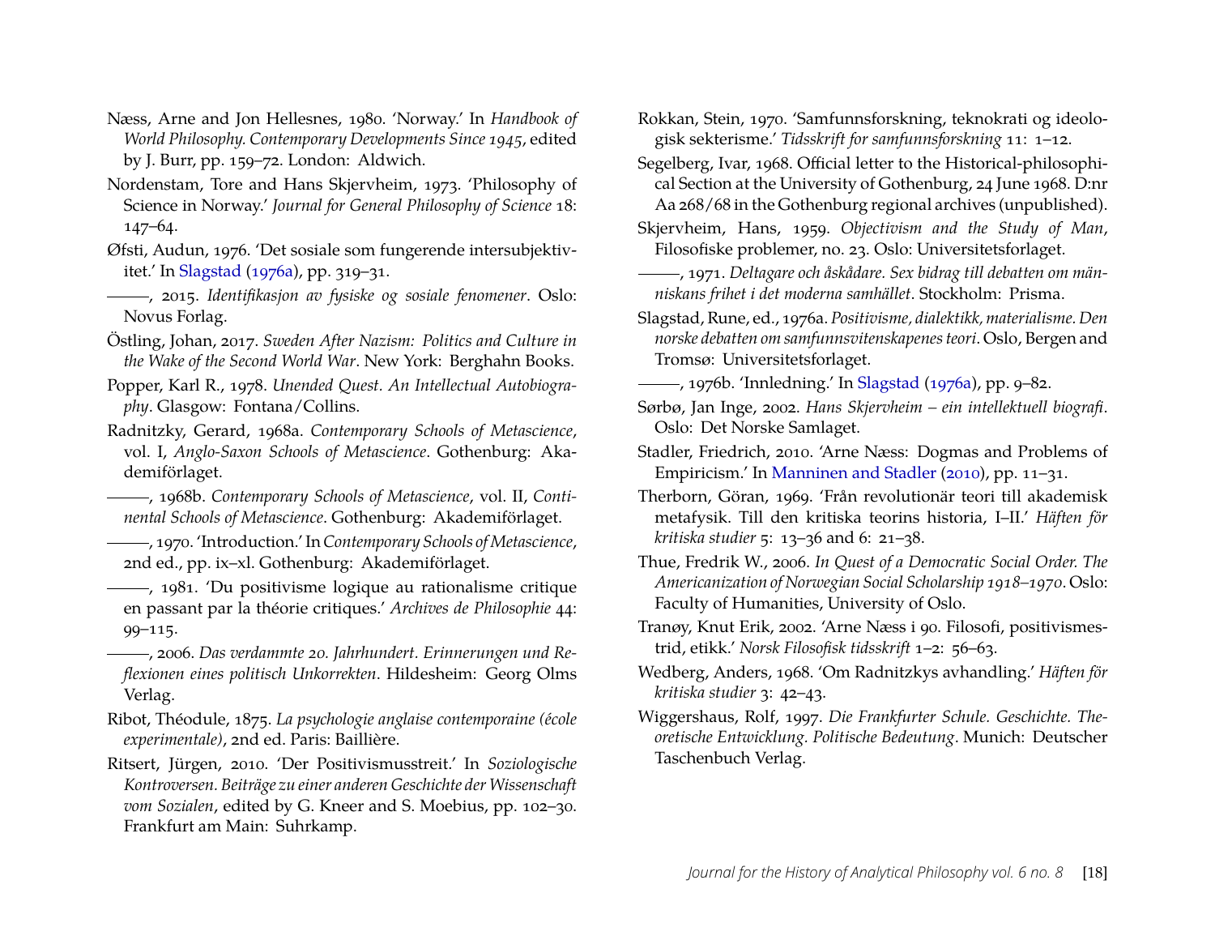Næss, Arne and Jon Hellesnes, 1980. 'Norway.' In *Handbook of World Philosophy. Contemporary Developments Since 1945*, edited by J. Burr, pp. 159–72. London: Aldwich.

Nordenstam, Tore and Hans Skjervheim, 1973. 'Philosophy of Science in Norway.' *Journal for General Philosophy of Science* 18: 147–64.

Øfsti, Audun, 1976. 'Det sosiale som fungerende intersubjektivitet.' In Slagstad (1976a), pp. 319–31.

———, 2015. *Identifikasjon av fysiske og sosiale fenomener*. Oslo: Novus Forlag.

Östling, Johan, 2017. *Sweden After Nazism: Politics and Culture in the Wake of the Second World War*. New York: Berghahn Books.

Popper, Karl R., 1978. *Unended Quest. An Intellectual Autobiography*. Glasgow: Fontana/Collins.

Radnitzky, Gerard, 1968a. *Contemporary Schools of Metascience*, vol. I, *Anglo-Saxon Schools of Metascience*. Gothenburg: Akademiförlaget.

———, 1968b. *Contemporary Schools of Metascience*, vol. II, *Continental Schools of Metascience*. Gothenburg: Akademiförlaget.

———, 1970. 'Introduction.' In *Contemporary Schools of Metascience*, 2nd ed., pp. ix–xl. Gothenburg: Akademiförlaget.

———, 1981. 'Du positivisme logique au rationalisme critique en passant par la théorie critiques.' *Archives de Philosophie* 44: 99–115.

———, 2006. *Das verdammte 20. Jahrhundert. Erinnerungen und Reflexionen eines politisch Unkorrekten*. Hildesheim: Georg Olms Verlag.

Ribot, Théodule, 1875. *La psychologie anglaise contemporaine (école experimentale)*, 2nd ed. Paris: Baillière.

Ritsert, Jürgen, 2010. 'Der Positivismusstreit.' In *Soziologische Kontroversen. Beiträge zu einer anderen Geschichte der Wissenschaft vom Sozialen*, edited by G. Kneer and S. Moebius, pp. 102–30. Frankfurt am Main: Suhrkamp.

Rokkan, Stein, 1970. 'Samfunnsforskning, teknokrati og ideologisk sekterisme.' *Tidsskrift for samfunnsforskning* 11: 1–12.

Segelberg, Ivar, 1968. Official letter to the Historical-philosophical Section at the University of Gothenburg, 24 June 1968. D:nr Aa 268/68 in the Gothenburg regional archives (unpublished).

Skjervheim, Hans, 1959. *Objectivism and the Study of Man*, Filosofiske problemer, no. 23. Oslo: Universitetsforlaget.

———, 1971. *Deltagare och åskådare. Sex bidrag till debatten om människans frihet i det moderna samhället*. Stockholm: Prisma.

Slagstad, Rune, ed., 1976a. *Positivisme, dialektikk, materialisme. Den norske debatten om samfunnsvitenskapenes teori*. Oslo, Bergen and Tromsø: Universitetsforlaget.

———, 1976b. 'Innledning.' In Slagstad (1976a), pp. 9–82.

Sørbø, Jan Inge, 2002. *Hans Skjervheim – ein intellektuell biografi*. Oslo: Det Norske Samlaget.

Stadler, Friedrich, 2010. 'Arne Næss: Dogmas and Problems of Empiricism.' In Manninen and Stadler (2010), pp. 11–31.

Therborn, Göran, 1969. 'Från revolutionär teori till akademisk metafysik. Till den kritiska teorins historia, I–II.' *Häften för kritiska studier* 5: 13–36 and 6: 21–38.

Thue, Fredrik W., 2006. *In Quest of a Democratic Social Order. The Americanization of Norwegian Social Scholarship 1918–1970*. Oslo: Faculty of Humanities, University of Oslo.

Tranøy, Knut Erik, 2002. 'Arne Næss i 90. Filosofi, positivismestrid, etikk.' *Norsk Filosofisk tidsskrift* 1–2: 56–63.

Wedberg, Anders, 1968. 'Om Radnitzkys avhandling.' *Häften för kritiska studier* 3: 42–43.

Wiggershaus, Rolf, 1997. *Die Frankfurter Schule. Geschichte. Theoretische Entwicklung. Politische Bedeutung*. Munich: Deutscher Taschenbuch Verlag.